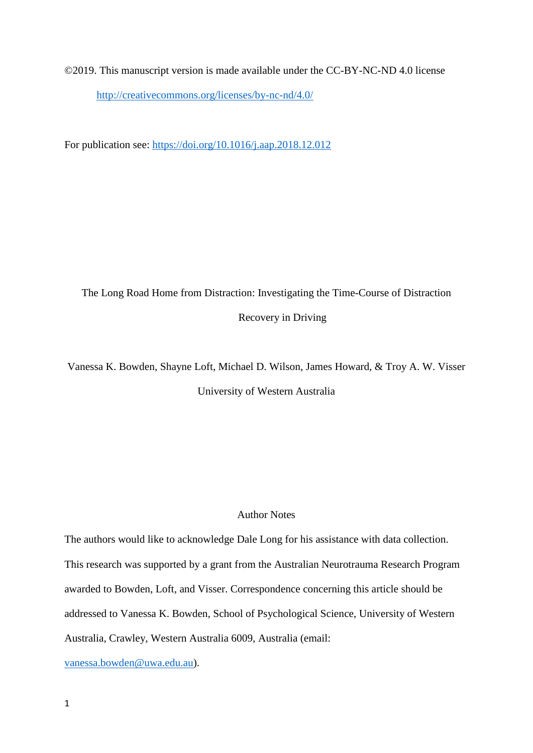©2019. This manuscript version is made available under the CC-BY-NC-ND 4.0 license

http://creativecommons.org/licenses/by-nc-nd/4.0/

For publication see: https://doi.org/10.1016/j.aap.2018.12.012

# The Long Road Home from Distraction: Investigating the Time-Course of Distraction Recovery in Driving

Vanessa K. Bowden, Shayne Loft, Michael D. Wilson, James Howard, & Troy A. W. Visser

University of Western Australia

## Author Notes

The authors would like to acknowledge Dale Long for his assistance with data collection. This research was supported by a grant from the Australian Neurotrauma Research Program awarded to Bowden, Loft, and Visser. Correspondence concerning this article should be addressed to Vanessa K. Bowden, School of Psychological Science, University of Western Australia, Crawley, Western Australia 6009, Australia (email: vanessa.bowden@uwa.edu.au).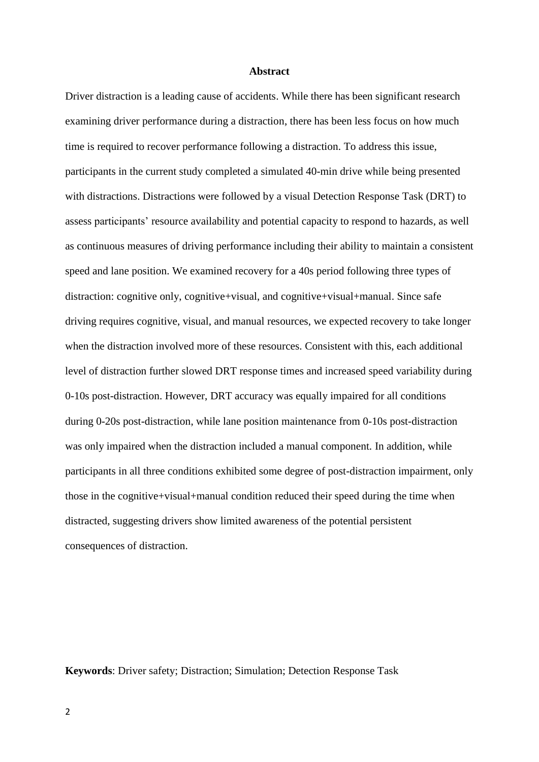# Abstract

Driver distraction is a leading cause of accidents. While there has been significant research examining driver performance during a distraction, there has been less focus on how much time is required to recover performance following a distraction. To address this issue, participants in the current study completed a simulated 40-min drive while being presented with distractions. Distractions were followed by a visual Detection Response Task (DRT) to assess participants' resource availability and potential capacity to respond to hazards, as well as continuous measures of driving performance including their ability to maintain a consistent speed and lane position. We examined recovery for a 40s period following three types of distraction: cognitive only, cognitive+visual, and cognitive+visual+manual. Since safe driving requires cognitive, visual, and manual resources, we expected recovery to take longer when the distraction involved more of these resources. Consistent with this, each additional level of distraction further slowed DRT response times and increased speed variability during 0-10s post-distraction. However, DRT accuracy was equally impaired for all conditions during 0-20s post-distraction, while lane position maintenance from 0-10s post-distraction was only impaired when the distraction included a manual component. In addition, while participants in all three conditions exhibited some degree of post-distraction impairment, only those in the cognitive+visual+manual condition reduced their speed during the time when distracted, suggesting drivers show limited awareness of the potential persistent consequences of distraction.

**Keywords**: Driver safety; Distraction; Simulation; Detection Response Task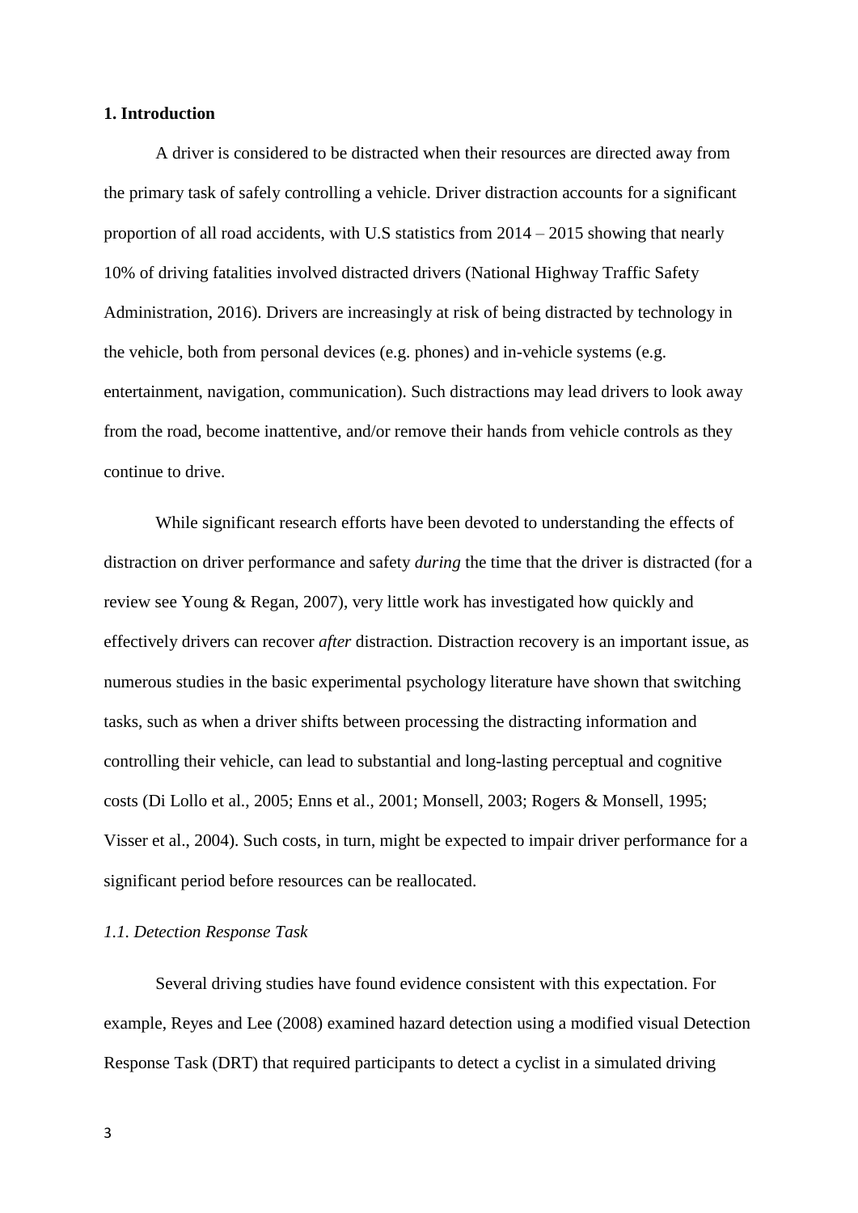## 1. Introduction

A driver is considered to be distracted when their resources are directed away from the primary task of safely controlling a vehicle. Driver distraction accounts for a significant proportion of all road accidents, with U.S statistics from 2014 – 2015 showing that nearly 10% of driving fatalities involved distracted drivers (National Highway Traffic Safety Administration, 2016). Drivers are increasingly at risk of being distracted by technology in the vehicle, both from personal devices (e.g. phones) and in-vehicle systems (e.g. entertainment, navigation, communication). Such distractions may lead drivers to look away from the road, become inattentive, and/or remove their hands from vehicle controls as they continue to drive.

While significant research efforts have been devoted to understanding the effects of distraction on driver performance and safety *during* the time that the driver is distracted (for a review see Young & Regan, 2007), very little work has investigated how quickly and effectively drivers can recover *after* distraction. Distraction recovery is an important issue, as numerous studies in the basic experimental psychology literature have shown that switching tasks, such as when a driver shifts between processing the distracting information and controlling their vehicle, can lead to substantial and long-lasting perceptual and cognitive costs (Di Lollo et al., 2005; Enns et al., 2001; Monsell, 2003; Rogers & Monsell, 1995; Visser et al., 2004). Such costs, in turn, might be expected to impair driver performance for a significant period before resources can be reallocated.

### *1.1. Detection Response Task*

Several driving studies have found evidence consistent with this expectation. For example, Reyes and Lee (2008) examined hazard detection using a modified visual Detection Response Task (DRT) that required participants to detect a cyclist in a simulated driving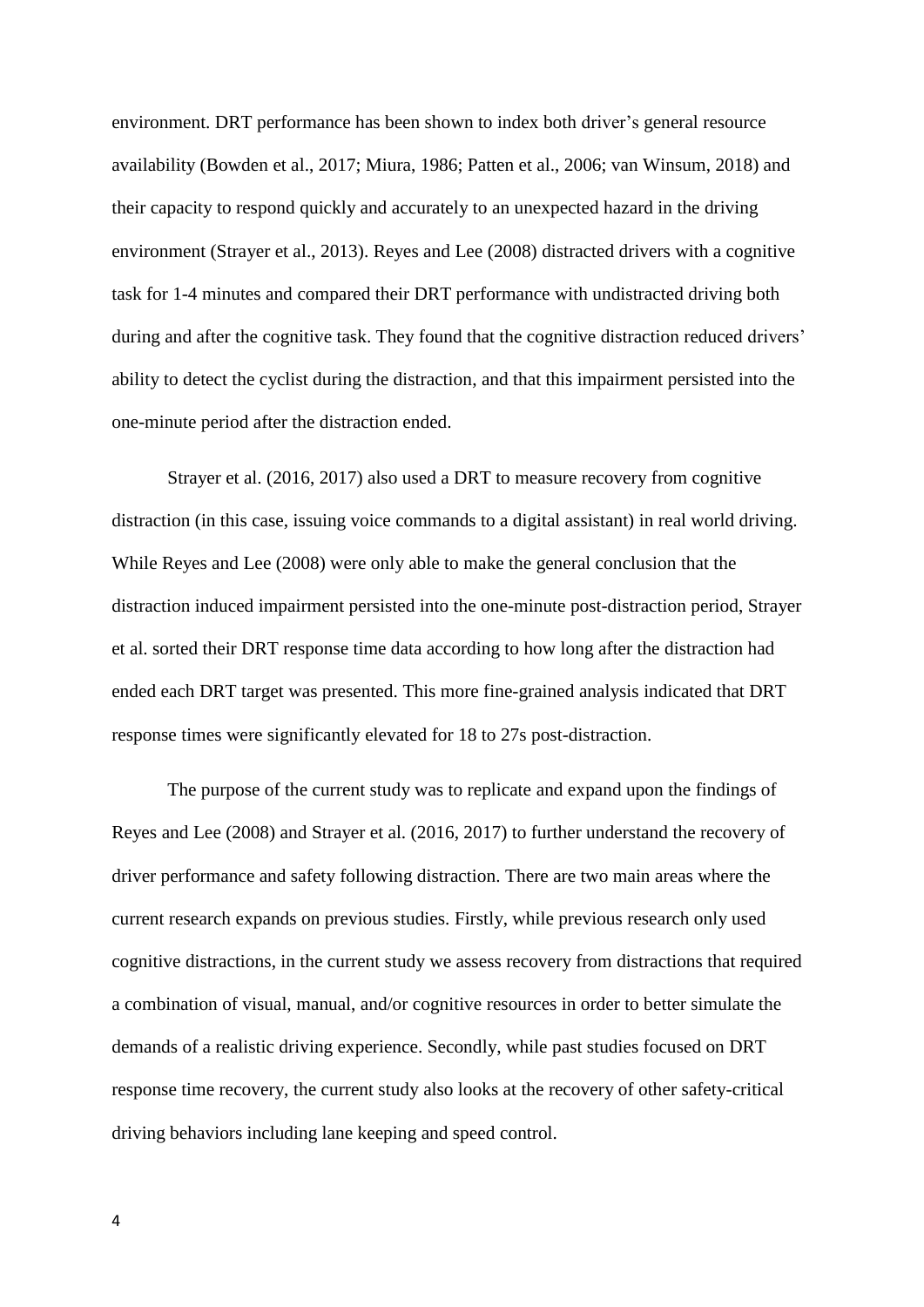environment. DRT performance has been shown to index both driver's general resource availability (Bowden et al., 2017; Miura, 1986; Patten et al., 2006; van Winsum, 2018) and their capacity to respond quickly and accurately to an unexpected hazard in the driving environment (Strayer et al., 2013). Reyes and Lee (2008) distracted drivers with a cognitive task for 1-4 minutes and compared their DRT performance with undistracted driving both during and after the cognitive task. They found that the cognitive distraction reduced drivers' ability to detect the cyclist during the distraction, and that this impairment persisted into the one-minute period after the distraction ended.

Strayer et al. (2016, 2017) also used a DRT to measure recovery from cognitive distraction (in this case, issuing voice commands to a digital assistant) in real world driving. While Reyes and Lee (2008) were only able to make the general conclusion that the distraction induced impairment persisted into the one-minute post-distraction period, Strayer et al. sorted their DRT response time data according to how long after the distraction had ended each DRT target was presented. This more fine-grained analysis indicated that DRT response times were significantly elevated for 18 to 27s post-distraction.

The purpose of the current study was to replicate and expand upon the findings of Reyes and Lee (2008) and Strayer et al. (2016, 2017) to further understand the recovery of driver performance and safety following distraction. There are two main areas where the current research expands on previous studies. Firstly, while previous research only used cognitive distractions, in the current study we assess recovery from distractions that required a combination of visual, manual, and/or cognitive resources in order to better simulate the demands of a realistic driving experience. Secondly, while past studies focused on DRT response time recovery, the current study also looks at the recovery of other safety-critical driving behaviors including lane keeping and speed control.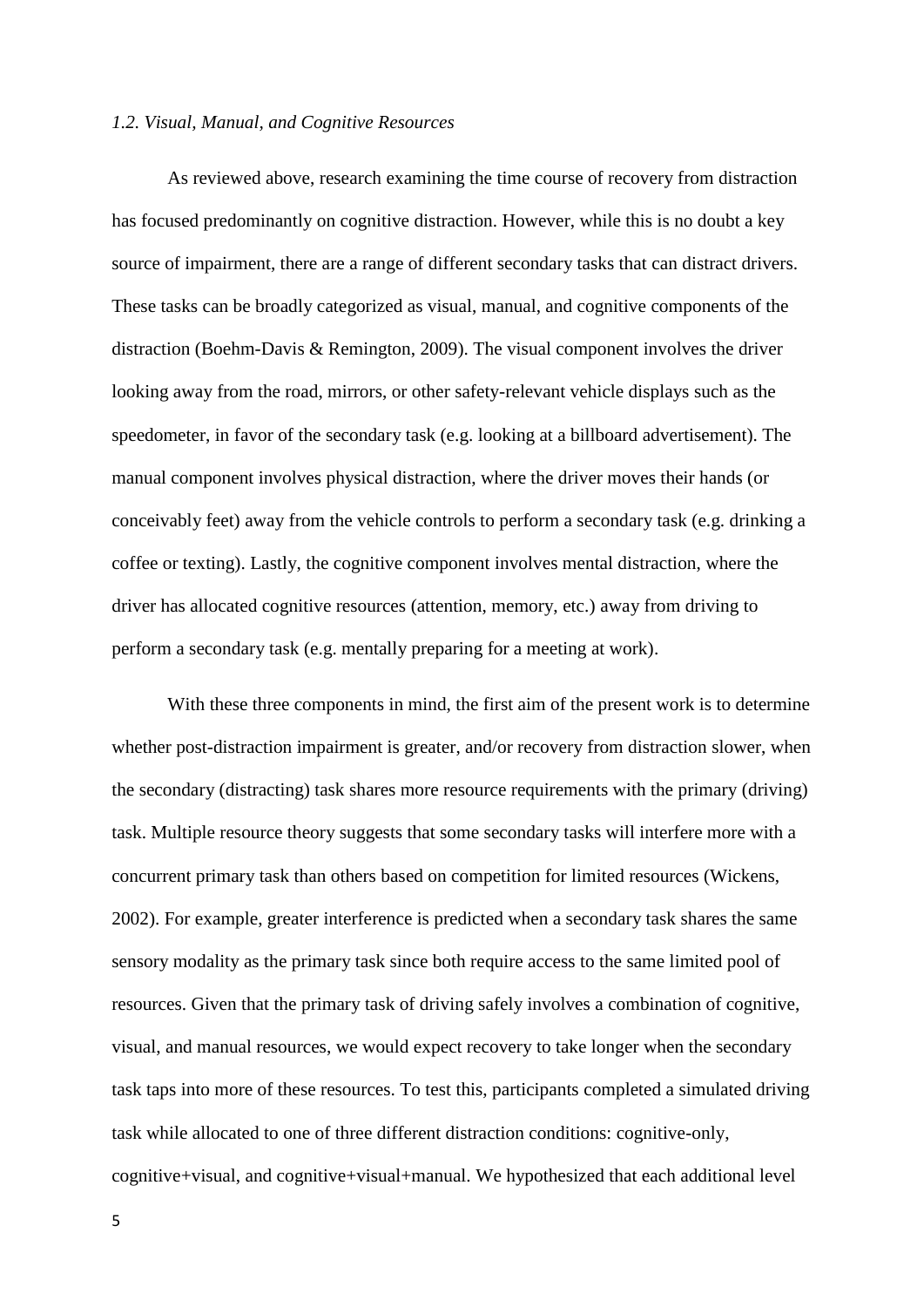### *1.2. Visual, Manual, and Cognitive Resources*

As reviewed above, research examining the time course of recovery from distraction has focused predominantly on cognitive distraction. However, while this is no doubt a key source of impairment, there are a range of different secondary tasks that can distract drivers. These tasks can be broadly categorized as visual, manual, and cognitive components of the distraction (Boehm-Davis & Remington, 2009). The visual component involves the driver looking away from the road, mirrors, or other safety-relevant vehicle displays such as the speedometer, in favor of the secondary task (e.g. looking at a billboard advertisement). The manual component involves physical distraction, where the driver moves their hands (or conceivably feet) away from the vehicle controls to perform a secondary task (e.g. drinking a coffee or texting). Lastly, the cognitive component involves mental distraction, where the driver has allocated cognitive resources (attention, memory, etc.) away from driving to perform a secondary task (e.g. mentally preparing for a meeting at work).

With these three components in mind, the first aim of the present work is to determine whether post-distraction impairment is greater, and/or recovery from distraction slower, when the secondary (distracting) task shares more resource requirements with the primary (driving) task. Multiple resource theory suggests that some secondary tasks will interfere more with a concurrent primary task than others based on competition for limited resources (Wickens, 2002). For example, greater interference is predicted when a secondary task shares the same sensory modality as the primary task since both require access to the same limited pool of resources. Given that the primary task of driving safely involves a combination of cognitive, visual, and manual resources, we would expect recovery to take longer when the secondary task taps into more of these resources. To test this, participants completed a simulated driving task while allocated to one of three different distraction conditions: cognitive-only, cognitive+visual, and cognitive+visual+manual. We hypothesized that each additional level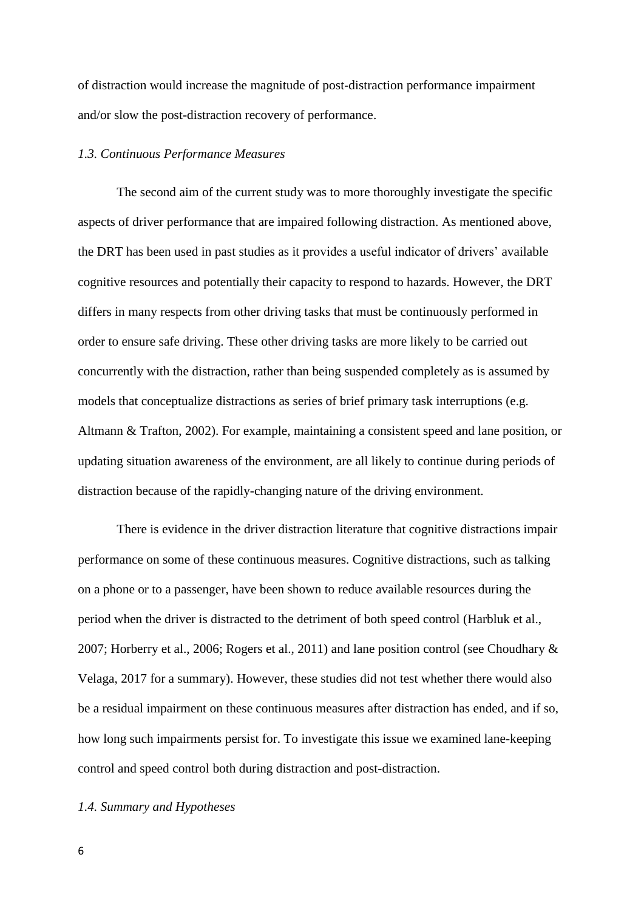of distraction would increase the magnitude of post-distraction performance impairment and/or slow the post-distraction recovery of performance.

### *1.3. Continuous Performance Measures*

The second aim of the current study was to more thoroughly investigate the specific aspects of driver performance that are impaired following distraction. As mentioned above, the DRT has been used in past studies as it provides a useful indicator of drivers' available cognitive resources and potentially their capacity to respond to hazards. However, the DRT differs in many respects from other driving tasks that must be continuously performed in order to ensure safe driving. These other driving tasks are more likely to be carried out concurrently with the distraction, rather than being suspended completely as is assumed by models that conceptualize distractions as series of brief primary task interruptions (e.g. Altmann & Trafton, 2002). For example, maintaining a consistent speed and lane position, or updating situation awareness of the environment, are all likely to continue during periods of distraction because of the rapidly-changing nature of the driving environment.

There is evidence in the driver distraction literature that cognitive distractions impair performance on some of these continuous measures. Cognitive distractions, such as talking on a phone or to a passenger, have been shown to reduce available resources during the period when the driver is distracted to the detriment of both speed control (Harbluk et al., 2007; Horberry et al., 2006; Rogers et al., 2011) and lane position control (see Choudhary & Velaga, 2017 for a summary). However, these studies did not test whether there would also be a residual impairment on these continuous measures after distraction has ended, and if so, how long such impairments persist for. To investigate this issue we examined lane-keeping control and speed control both during distraction and post-distraction.

### *1.4. Summary and Hypotheses*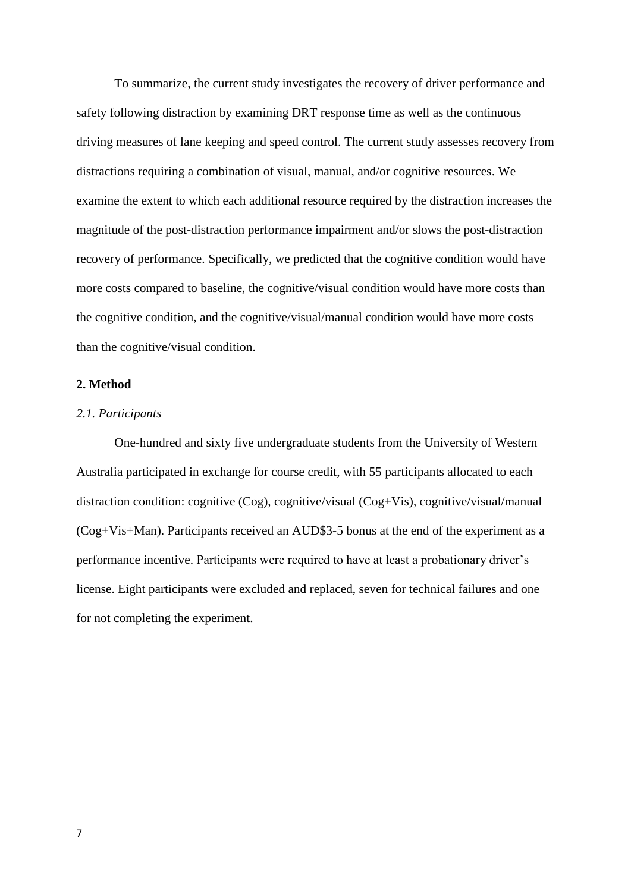To summarize, the current study investigates the recovery of driver performance and safety following distraction by examining DRT response time as well as the continuous driving measures of lane keeping and speed control. The current study assesses recovery from distractions requiring a combination of visual, manual, and/or cognitive resources. We examine the extent to which each additional resource required by the distraction increases the magnitude of the post-distraction performance impairment and/or slows the post-distraction recovery of performance. Specifically, we predicted that the cognitive condition would have more costs compared to baseline, the cognitive/visual condition would have more costs than the cognitive condition, and the cognitive/visual/manual condition would have more costs than the cognitive/visual condition.

## 2. Method

### *2.1. Participants*

One-hundred and sixty five undergraduate students from the University of Western Australia participated in exchange for course credit, with 55 participants allocated to each distraction condition: cognitive (Cog), cognitive/visual (Cog+Vis), cognitive/visual/manual (Cog+Vis+Man). Participants received an AUD$3-5 bonus at the end of the experiment as a performance incentive. Participants were required to have at least a probationary driver's license. Eight participants were excluded and replaced, seven for technical failures and one for not completing the experiment.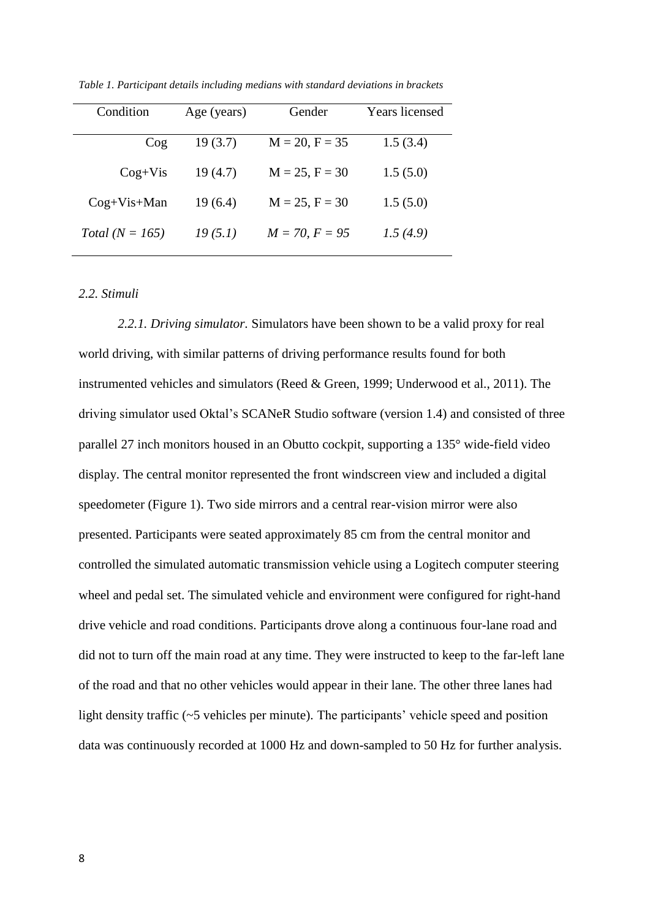*Table 1. Participant details including medians with standard deviations in brackets*

| Condition | Age (years) | Gender | Years licensed |
|---|---|---|---|
| Cog | 19 (3.7) | M = 20, F = 35 | 1.5 (3.4) |
| Cog+Vis | 19 (4.7) | M = 25, F = 30 | 1.5 (5.0) |
| Cog+Vis+Man | 19 (6.4) | M = 25, F = 30 | 1.5 (5.0) |
| *Total (N = 165)* | *19 (5.1)* | *M = 70, F = 95* | *1.5 (4.9)* |

### *2.2. Stimuli*

*2.2.1. Driving simulator.* Simulators have been shown to be a valid proxy for real world driving, with similar patterns of driving performance results found for both instrumented vehicles and simulators (Reed & Green, 1999; Underwood et al., 2011). The driving simulator used Oktal's SCANeR Studio software (version 1.4) and consisted of three parallel 27 inch monitors housed in an Obutto cockpit, supporting a 135° wide-field video display. The central monitor represented the front windscreen view and included a digital speedometer (Figure 1). Two side mirrors and a central rear-vision mirror were also presented. Participants were seated approximately 85 cm from the central monitor and controlled the simulated automatic transmission vehicle using a Logitech computer steering wheel and pedal set. The simulated vehicle and environment were configured for right-hand drive vehicle and road conditions. Participants drove along a continuous four-lane road and did not to turn off the main road at any time. They were instructed to keep to the far-left lane of the road and that no other vehicles would appear in their lane. The other three lanes had light density traffic (~5 vehicles per minute). The participants' vehicle speed and position data was continuously recorded at 1000 Hz and down-sampled to 50 Hz for further analysis.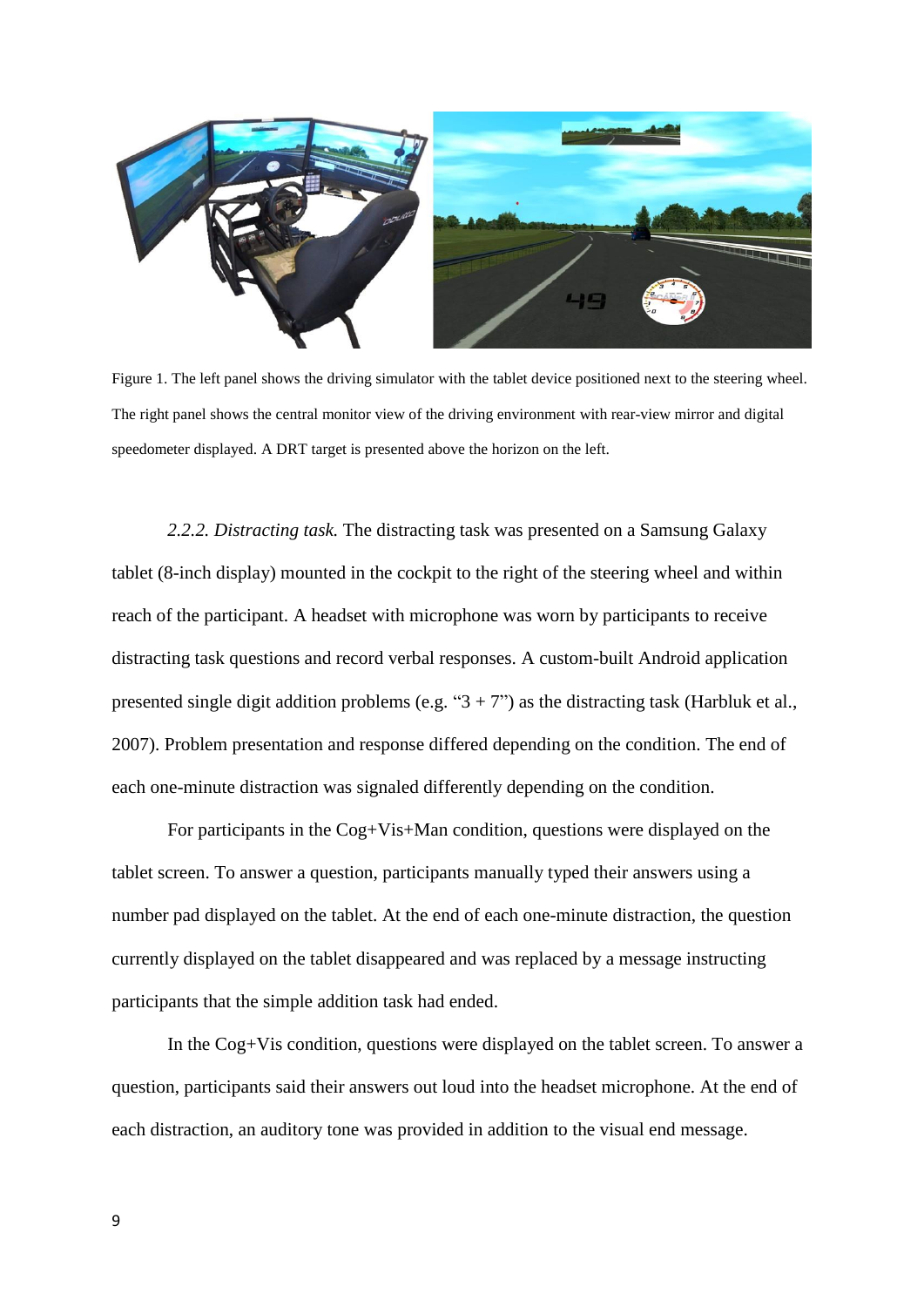Figure 1. The left panel shows the driving simulator with the tablet device positioned next to the steering wheel. The right panel shows the central monitor view of the driving environment with rear-view mirror and digital speedometer displayed. A DRT target is presented above the horizon on the left.

*2.2.2. Distracting task.* The distracting task was presented on a Samsung Galaxy tablet (8-inch display) mounted in the cockpit to the right of the steering wheel and within reach of the participant. A headset with microphone was worn by participants to receive distracting task questions and record verbal responses. A custom-built Android application presented single digit addition problems (e.g. "3 + 7") as the distracting task (Harbluk et al., 2007). Problem presentation and response differed depending on the condition. The end of each one-minute distraction was signaled differently depending on the condition.

For participants in the Cog+Vis+Man condition, questions were displayed on the tablet screen. To answer a question, participants manually typed their answers using a number pad displayed on the tablet. At the end of each one-minute distraction, the question currently displayed on the tablet disappeared and was replaced by a message instructing participants that the simple addition task had ended.

In the Cog+Vis condition, questions were displayed on the tablet screen. To answer a question, participants said their answers out loud into the headset microphone. At the end of each distraction, an auditory tone was provided in addition to the visual end message.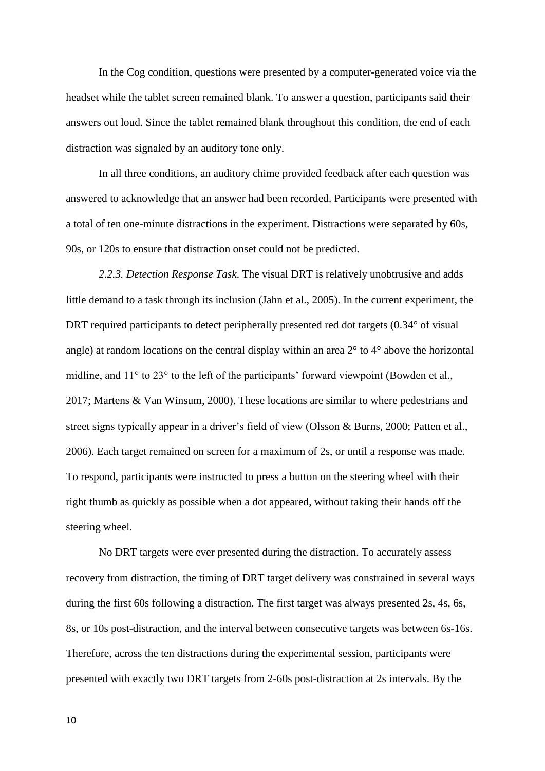In the Cog condition, questions were presented by a computer-generated voice via the headset while the tablet screen remained blank. To answer a question, participants said their answers out loud. Since the tablet remained blank throughout this condition, the end of each distraction was signaled by an auditory tone only.

In all three conditions, an auditory chime provided feedback after each question was answered to acknowledge that an answer had been recorded. Participants were presented with a total of ten one-minute distractions in the experiment. Distractions were separated by 60s, 90s, or 120s to ensure that distraction onset could not be predicted.

*2.2.3. Detection Response Task*. The visual DRT is relatively unobtrusive and adds little demand to a task through its inclusion (Jahn et al., 2005). In the current experiment, the DRT required participants to detect peripherally presented red dot targets (0.34° of visual angle) at random locations on the central display within an area 2° to 4° above the horizontal midline, and 11° to 23° to the left of the participants' forward viewpoint (Bowden et al., 2017; Martens & Van Winsum, 2000). These locations are similar to where pedestrians and street signs typically appear in a driver's field of view (Olsson & Burns, 2000; Patten et al., 2006). Each target remained on screen for a maximum of 2s, or until a response was made. To respond, participants were instructed to press a button on the steering wheel with their right thumb as quickly as possible when a dot appeared, without taking their hands off the steering wheel.

No DRT targets were ever presented during the distraction. To accurately assess recovery from distraction, the timing of DRT target delivery was constrained in several ways during the first 60s following a distraction. The first target was always presented 2s, 4s, 6s, 8s, or 10s post-distraction, and the interval between consecutive targets was between 6s-16s. Therefore, across the ten distractions during the experimental session, participants were presented with exactly two DRT targets from 2-60s post-distraction at 2s intervals. By the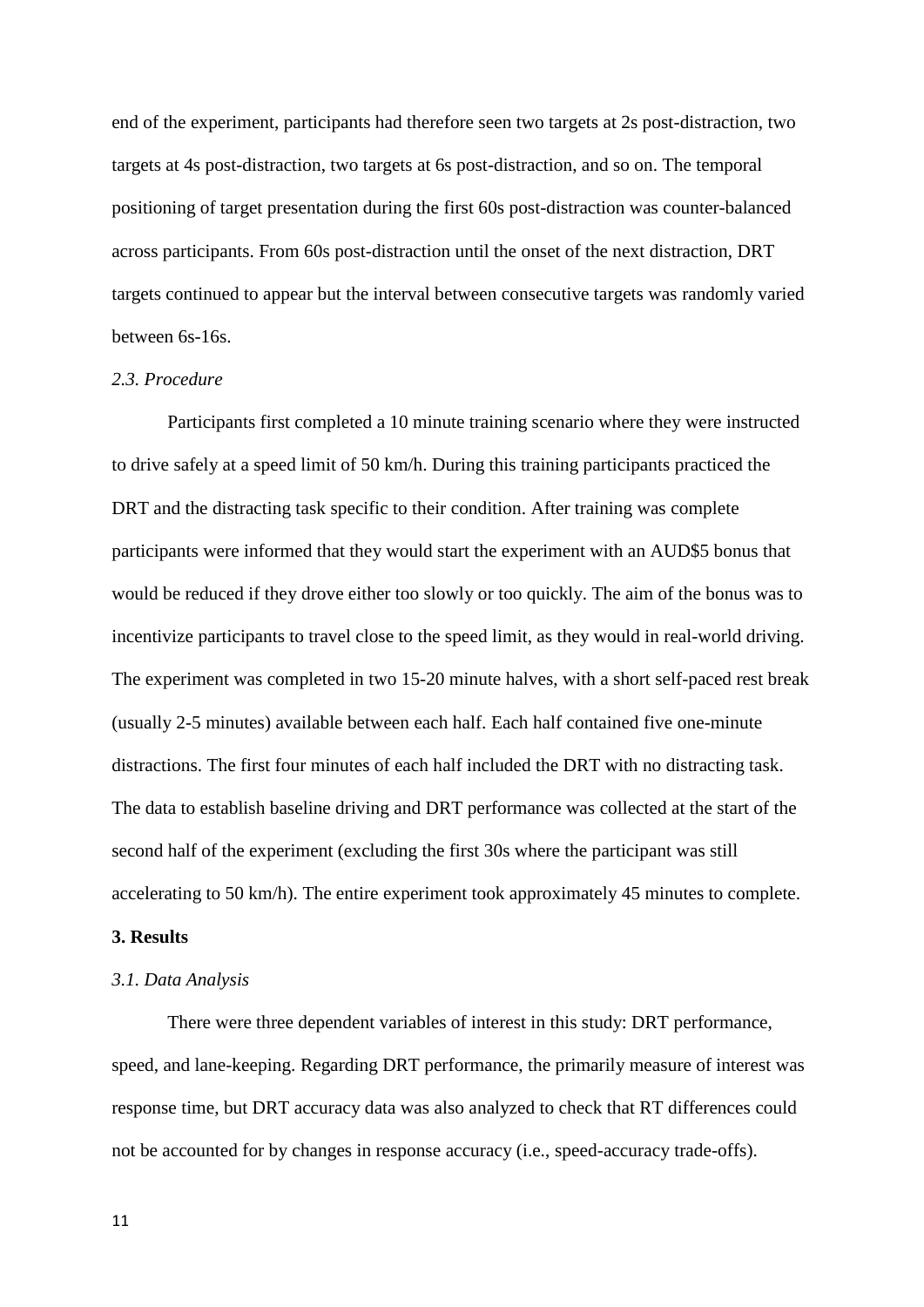end of the experiment, participants had therefore seen two targets at 2s post-distraction, two targets at 4s post-distraction, two targets at 6s post-distraction, and so on. The temporal positioning of target presentation during the first 60s post-distraction was counter-balanced across participants. From 60s post-distraction until the onset of the next distraction, DRT targets continued to appear but the interval between consecutive targets was randomly varied between 6s-16s.

### *2.3. Procedure*

Participants first completed a 10 minute training scenario where they were instructed to drive safely at a speed limit of 50 km/h. During this training participants practiced the DRT and the distracting task specific to their condition. After training was complete participants were informed that they would start the experiment with an AUD$5 bonus that would be reduced if they drove either too slowly or too quickly. The aim of the bonus was to incentivize participants to travel close to the speed limit, as they would in real-world driving. The experiment was completed in two 15-20 minute halves, with a short self-paced rest break (usually 2-5 minutes) available between each half. Each half contained five one-minute distractions. The first four minutes of each half included the DRT with no distracting task. The data to establish baseline driving and DRT performance was collected at the start of the second half of the experiment (excluding the first 30s where the participant was still accelerating to 50 km/h). The entire experiment took approximately 45 minutes to complete.

## **3. Results**

### *3.1. Data Analysis*

There were three dependent variables of interest in this study: DRT performance, speed, and lane-keeping. Regarding DRT performance, the primarily measure of interest was response time, but DRT accuracy data was also analyzed to check that RT differences could not be accounted for by changes in response accuracy (i.e., speed-accuracy trade-offs).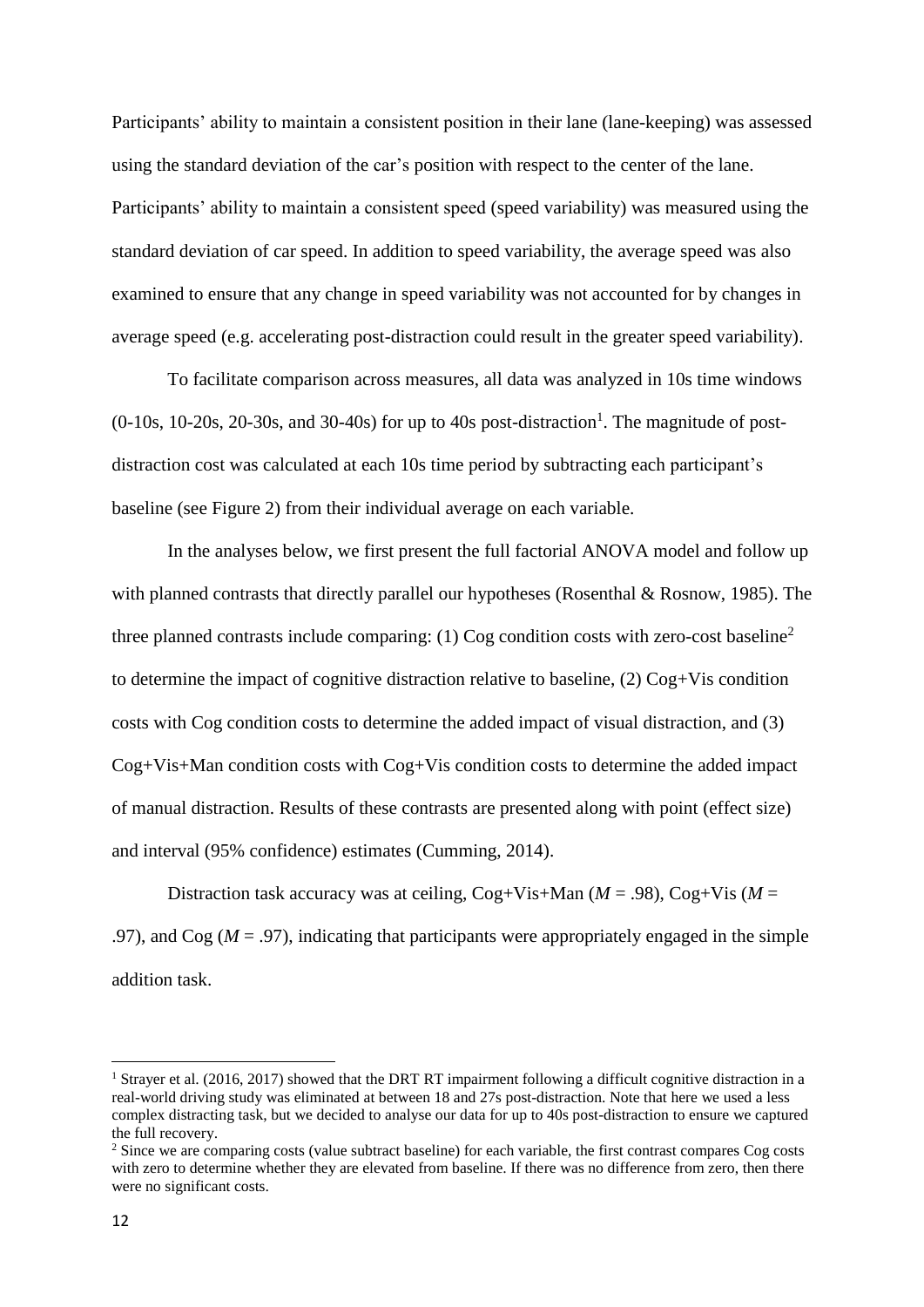Participants' ability to maintain a consistent position in their lane (lane-keeping) was assessed using the standard deviation of the car's position with respect to the center of the lane. Participants' ability to maintain a consistent speed (speed variability) was measured using the standard deviation of car speed. In addition to speed variability, the average speed was also examined to ensure that any change in speed variability was not accounted for by changes in average speed (e.g. accelerating post-distraction could result in the greater speed variability).

To facilitate comparison across measures, all data was analyzed in 10s time windows (0-10s, 10-20s, 20-30s, and 30-40s) for up to 40s post-distraction[1]. The magnitude of post-distraction cost was calculated at each 10s time period by subtracting each participant's baseline (see Figure 2) from their individual average on each variable.

In the analyses below, we first present the full factorial ANOVA model and follow up with planned contrasts that directly parallel our hypotheses (Rosenthal & Rosnow, 1985). The three planned contrasts include comparing: (1) Cog condition costs with zero-cost baseline[2] to determine the impact of cognitive distraction relative to baseline, (2) Cog+Vis condition costs with Cog condition costs to determine the added impact of visual distraction, and (3) Cog+Vis+Man condition costs with Cog+Vis condition costs to determine the added impact of manual distraction. Results of these contrasts are presented along with point (effect size) and interval (95% confidence) estimates (Cumming, 2014).

Distraction task accuracy was at ceiling, Cog+Vis+Man ($M$ = .98), Cog+Vis ($M$ = .97), and Cog ($M$ = .97), indicating that participants were appropriately engaged in the simple addition task.

---

[1] Strayer et al. (2016, 2017) showed that the DRT RT impairment following a difficult cognitive distraction in a real-world driving study was eliminated at between 18 and 27s post-distraction. Note that here we used a less complex distracting task, but we decided to analyse our data for up to 40s post-distraction to ensure we captured the full recovery.

[2] Since we are comparing costs (value subtract baseline) for each variable, the first contrast compares Cog costs with zero to determine whether they are elevated from baseline. If there was no difference from zero, then there were no significant costs.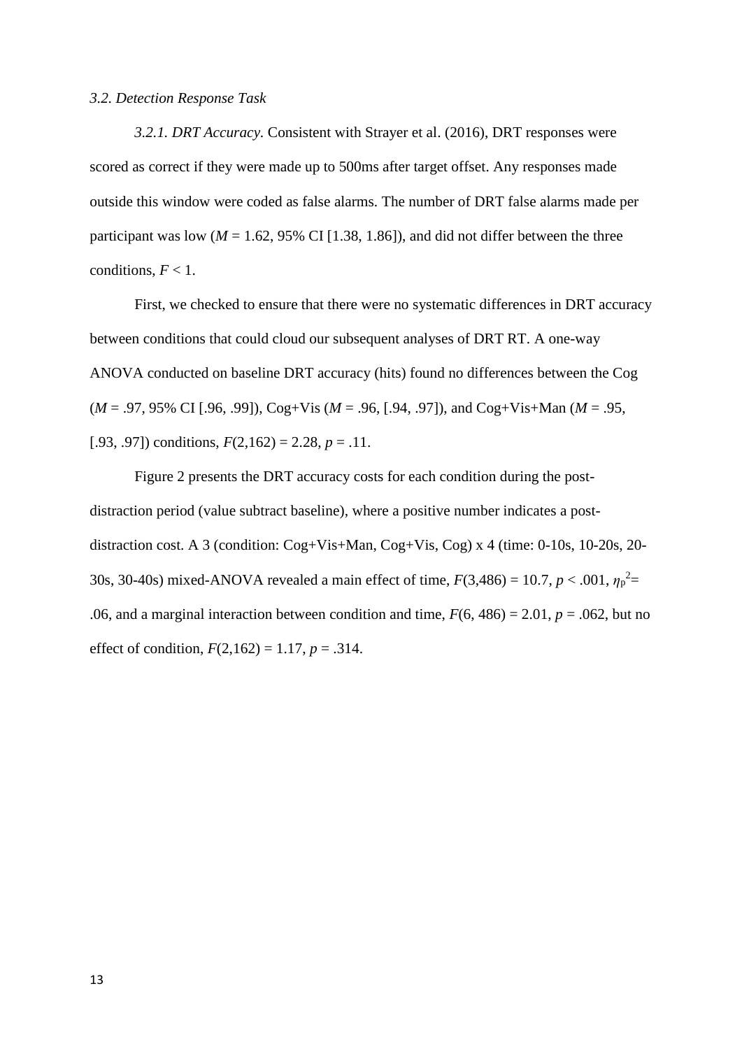### *3.2. Detection Response Task*

*3.2.1. DRT Accuracy*. Consistent with Strayer et al. (2016), DRT responses were scored as correct if they were made up to 500ms after target offset. Any responses made outside this window were coded as false alarms. The number of DRT false alarms made per participant was low ($M$ = 1.62, 95% CI [1.38, 1.86]), and did not differ between the three conditions, $F < 1$.

First, we checked to ensure that there were no systematic differences in DRT accuracy between conditions that could cloud our subsequent analyses of DRT RT. A one-way ANOVA conducted on baseline DRT accuracy (hits) found no differences between the Cog ($M$ = .97, 95% CI [.96, .99]), Cog+Vis ($M$ = .96, [.94, .97]), and Cog+Vis+Man ($M$ = .95, [.93, .97]) conditions, $F(2,162) = 2.28$, $p = .11$.

Figure 2 presents the DRT accuracy costs for each condition during the post-distraction period (value subtract baseline), where a positive number indicates a post-distraction cost. A 3 (condition: Cog+Vis+Man, Cog+Vis, Cog) x 4 (time: 0-10s, 10-20s, 20-30s, 30-40s) mixed-ANOVA revealed a main effect of time, $F(3,486) = 10.7$, $p < .001$, $\eta_p^2 = .06$, and a marginal interaction between condition and time, $F(6, 486) = 2.01$, $p = .062$, but no effect of condition, $F(2,162) = 1.17$, $p = .314$.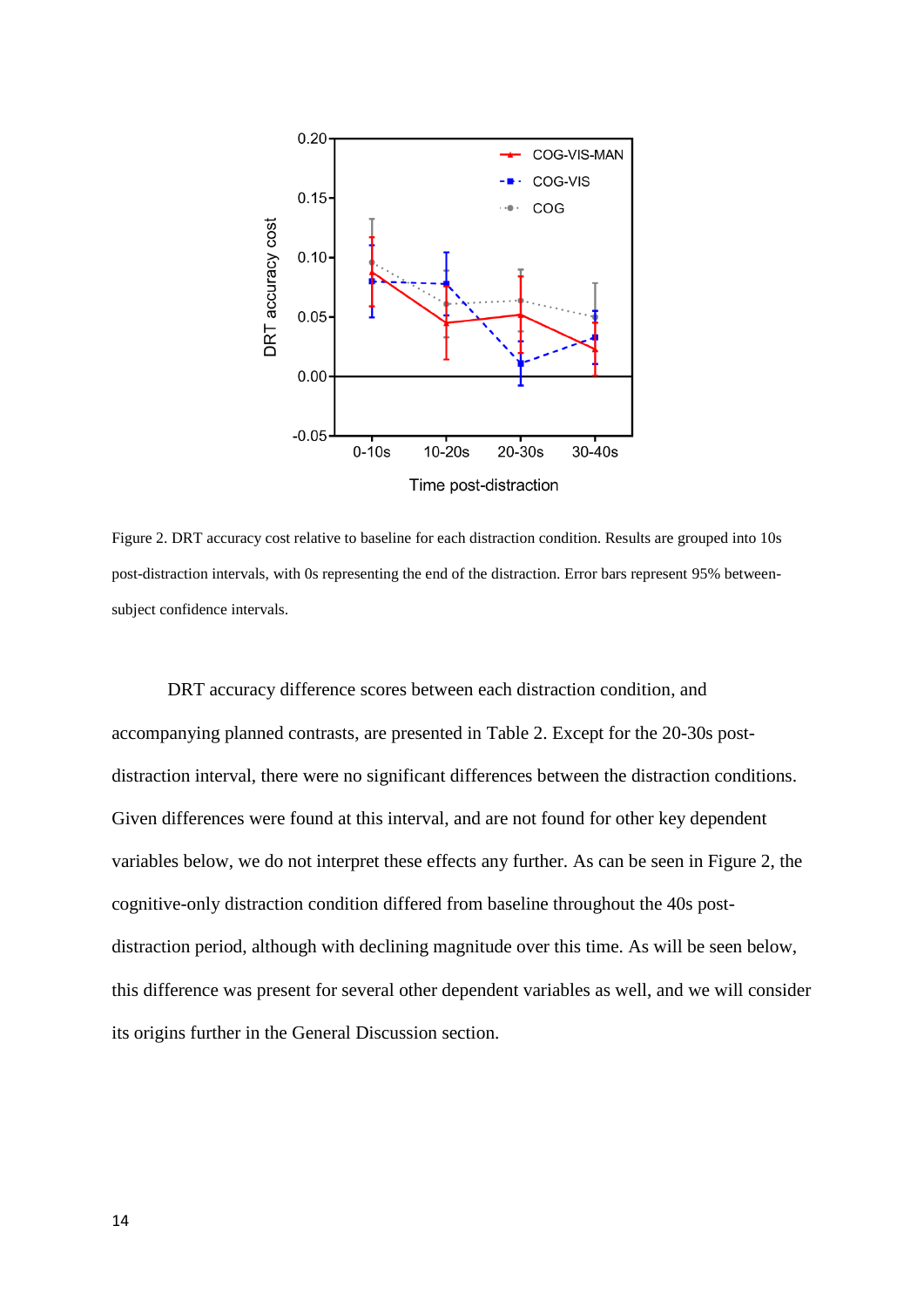Figure 2. DRT accuracy cost relative to baseline for each distraction condition. Results are grouped into 10s post-distraction intervals, with 0s representing the end of the distraction. Error bars represent 95% between-subject confidence intervals.

DRT accuracy difference scores between each distraction condition, and accompanying planned contrasts, are presented in Table 2. Except for the 20-30s post-distraction interval, there were no significant differences between the distraction conditions. Given differences were found at this interval, and are not found for other key dependent variables below, we do not interpret these effects any further. As can be seen in Figure 2, the cognitive-only distraction condition differed from baseline throughout the 40s post-distraction period, although with declining magnitude over this time. As will be seen below, this difference was present for several other dependent variables as well, and we will consider its origins further in the General Discussion section.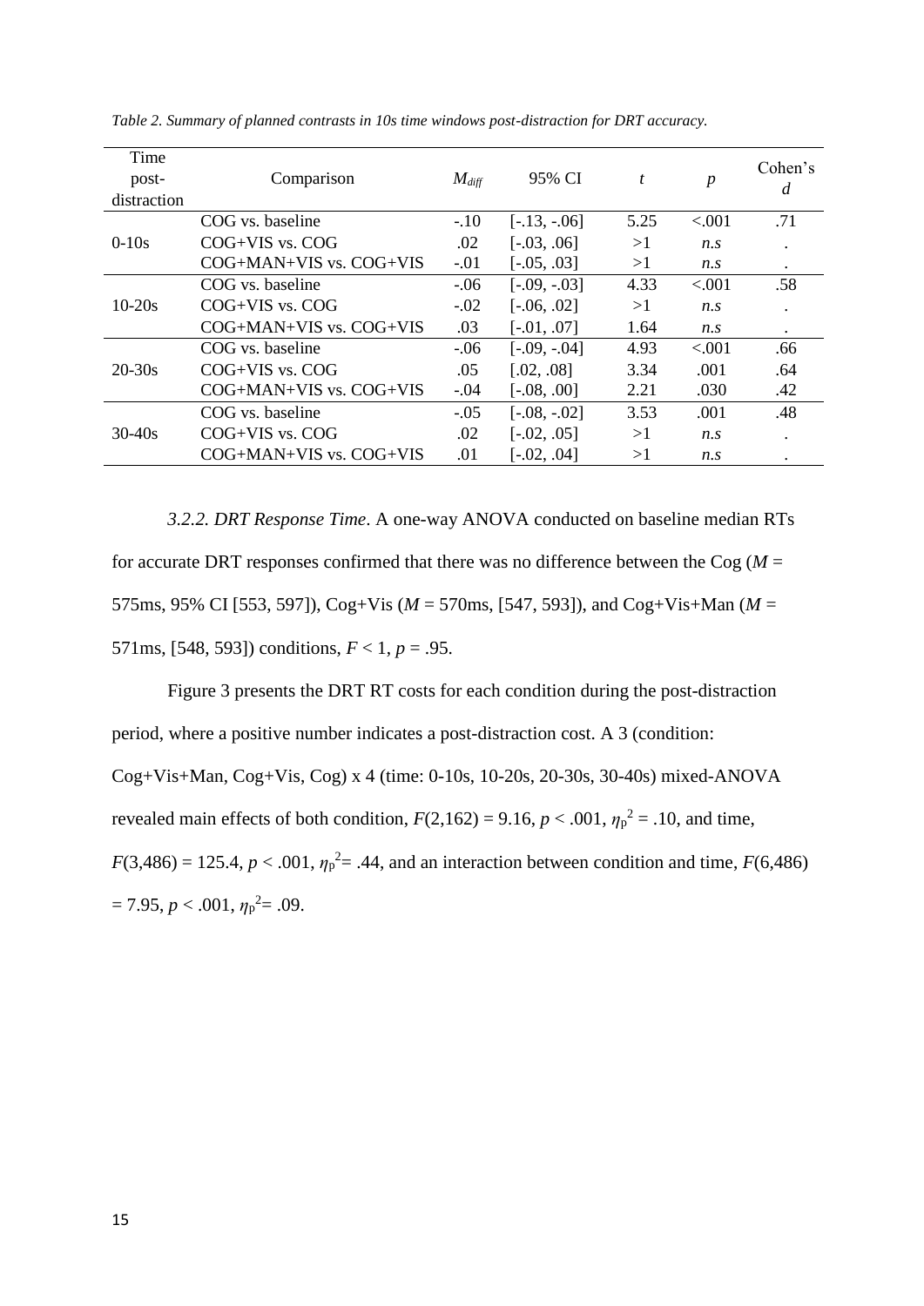*Table 2. Summary of planned contrasts in 10s time windows post-distraction for DRT accuracy.*

| Time post-distraction | Comparison | $M_{diff}$ | 95% CI | $t$ | $p$ | Cohen's $d$ |
|---|---|---|---|---|---|---|
| 0-10s | COG vs. baseline | -.10 | [-.13, -.06] | 5.25 | <.001 | .71 |
| | COG+VIS vs. COG | .02 | [-.03, .06] | >1 | *n.s* | . |
| | COG+MAN+VIS vs. COG+VIS | -.01 | [-.05, .03] | >1 | *n.s* | . |
| 10-20s | COG vs. baseline | -.06 | [-.09, -.03] | 4.33 | <.001 | .58 |
| | COG+VIS vs. COG | -.02 | [-.06, .02] | >1 | *n.s* | . |
| | COG+MAN+VIS vs. COG+VIS | .03 | [-.01, .07] | 1.64 | *n.s* | . |
| 20-30s | COG vs. baseline | -.06 | [-.09, -.04] | 4.93 | <.001 | .66 |
| | COG+VIS vs. COG | .05 | [.02, .08] | 3.34 | .001 | .64 |
| | COG+MAN+VIS vs. COG+VIS | -.04 | [-.08, .00] | 2.21 | .030 | .42 |
| 30-40s | COG vs. baseline | -.05 | [-.08, -.02] | 3.53 | .001 | .48 |
| | COG+VIS vs. COG | .02 | [-.02, .05] | >1 | *n.s* | . |
| | COG+MAN+VIS vs. COG+VIS | .01 | [-.02, .04] | >1 | *n.s* | . |

*3.2.2. DRT Response Time*. A one-way ANOVA conducted on baseline median RTs for accurate DRT responses confirmed that there was no difference between the Cog ($M$ = 575ms, 95% CI [553, 597]), Cog+Vis ($M$ = 570ms, [547, 593]), and Cog+Vis+Man ($M$ = 571ms, [548, 593]) conditions, $F < 1$, $p = .95$.

Figure 3 presents the DRT RT costs for each condition during the post-distraction period, where a positive number indicates a post-distraction cost. A 3 (condition: Cog+Vis+Man, Cog+Vis, Cog) x 4 (time: 0-10s, 10-20s, 20-30s, 30-40s) mixed-ANOVA revealed main effects of both condition, $F(2,162) = 9.16$, $p < .001$, $\eta_p^2 = .10$, and time, $F(3,486) = 125.4$, $p < .001$, $\eta_p^2 = .44$, and an interaction between condition and time, $F(6,486) = 7.95$, $p < .001$, $\eta_p^2 = .09$.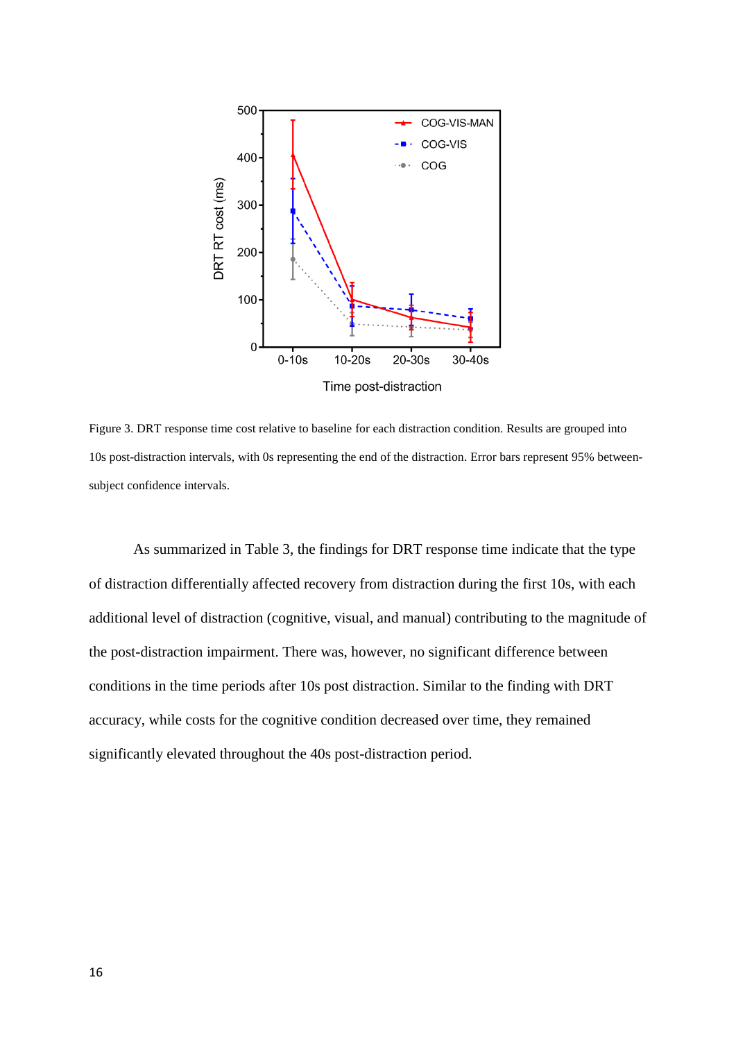Figure 3. DRT response time cost relative to baseline for each distraction condition. Results are grouped into 10s post-distraction intervals, with 0s representing the end of the distraction. Error bars represent 95% between-subject confidence intervals.

As summarized in Table 3, the findings for DRT response time indicate that the type of distraction differentially affected recovery from distraction during the first 10s, with each additional level of distraction (cognitive, visual, and manual) contributing to the magnitude of the post-distraction impairment. There was, however, no significant difference between conditions in the time periods after 10s post distraction. Similar to the finding with DRT accuracy, while costs for the cognitive condition decreased over time, they remained significantly elevated throughout the 40s post-distraction period.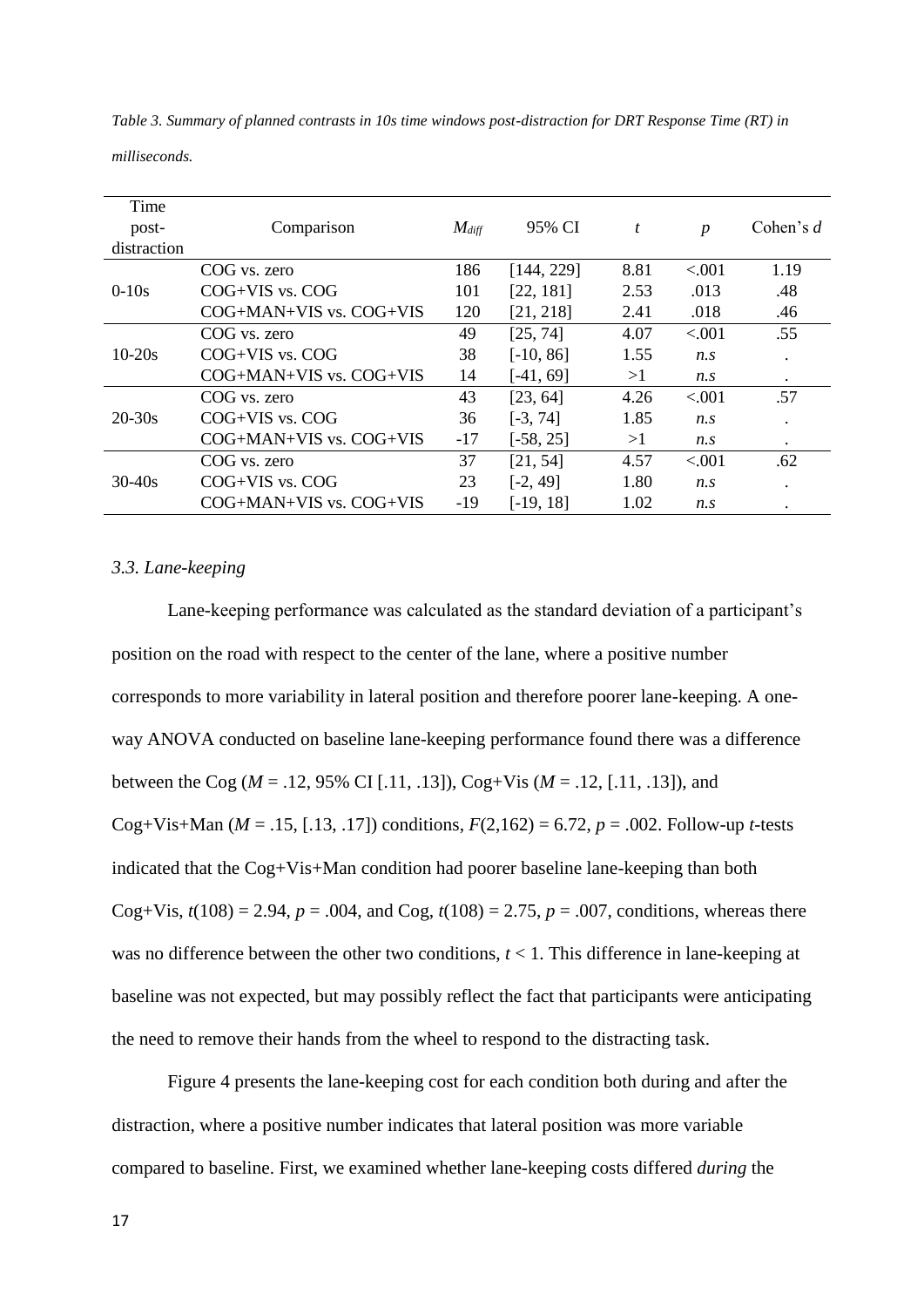*Table 3. Summary of planned contrasts in 10s time windows post-distraction for DRT Response Time (RT) in milliseconds.*

| Time post-distraction | Comparison | $M_{diff}$ | 95% CI | $t$ | $p$ | Cohen's $d$ |
|---|---|---|---|---|---|---|
| 0-10s | COG vs. zero | 186 | [144, 229] | 8.81 | <.001 | 1.19 |
| | COG+VIS vs. COG | 101 | [22, 181] | 2.53 | .013 | .48 |
| | COG+MAN+VIS vs. COG+VIS | 120 | [21, 218] | 2.41 | .018 | .46 |
| 10-20s | COG vs. zero | 49 | [25, 74] | 4.07 | <.001 | .55 |
| | COG+VIS vs. COG | 38 | [-10, 86] | 1.55 | *n.s* | . |
| | COG+MAN+VIS vs. COG+VIS | 14 | [-41, 69] | >1 | *n.s* | . |
| 20-30s | COG vs. zero | 43 | [23, 64] | 4.26 | <.001 | .57 |
| | COG+VIS vs. COG | 36 | [-3, 74] | 1.85 | *n.s* | . |
| | COG+MAN+VIS vs. COG+VIS | -17 | [-58, 25] | >1 | *n.s* | . |
| 30-40s | COG vs. zero | 37 | [21, 54] | 4.57 | <.001 | .62 |
| | COG+VIS vs. COG | 23 | [-2, 49] | 1.80 | *n.s* | . |
| | COG+MAN+VIS vs. COG+VIS | -19 | [-19, 18] | 1.02 | *n.s* | . |

### *3.3. Lane-keeping*

Lane-keeping performance was calculated as the standard deviation of a participant's position on the road with respect to the center of the lane, where a positive number corresponds to more variability in lateral position and therefore poorer lane-keeping. A one-way ANOVA conducted on baseline lane-keeping performance found there was a difference between the Cog ($M$ = .12, 95% CI [.11, .13]), Cog+Vis ($M$ = .12, [.11, .13]), and Cog+Vis+Man ($M$ = .15, [.13, .17]) conditions, $F(2,162) = 6.72$, $p = .002$. Follow-up $t$-tests indicated that the Cog+Vis+Man condition had poorer baseline lane-keeping than both Cog+Vis, $t(108) = 2.94$, $p = .004$, and Cog, $t(108) = 2.75$, $p = .007$, conditions, whereas there was no difference between the other two conditions, $t < 1$. This difference in lane-keeping at baseline was not expected, but may possibly reflect the fact that participants were anticipating the need to remove their hands from the wheel to respond to the distracting task.

Figure 4 presents the lane-keeping cost for each condition both during and after the distraction, where a positive number indicates that lateral position was more variable compared to baseline. First, we examined whether lane-keeping costs differed *during* the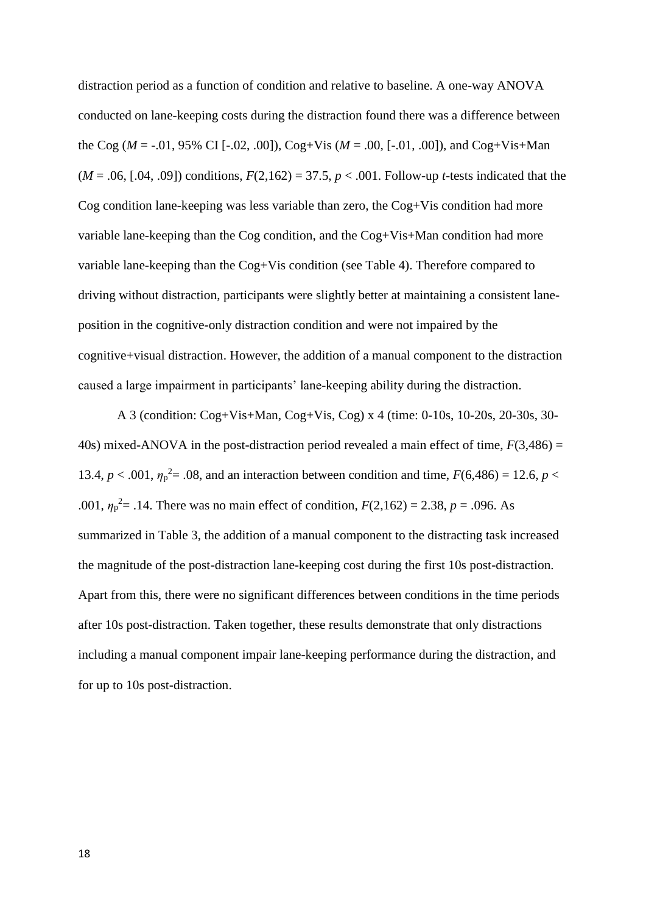distraction period as a function of condition and relative to baseline. A one-way ANOVA conducted on lane-keeping costs during the distraction found there was a difference between the Cog ($M$ = -.01, 95% CI [-.02, .00]), Cog+Vis ($M$ = .00, [-.01, .00]), and Cog+Vis+Man ($M$ = .06, [.04, .09]) conditions, $F(2,162) = 37.5$, $p < .001$. Follow-up $t$-tests indicated that the Cog condition lane-keeping was less variable than zero, the Cog+Vis condition had more variable lane-keeping than the Cog condition, and the Cog+Vis+Man condition had more variable lane-keeping than the Cog+Vis condition (see Table 4). Therefore compared to driving without distraction, participants were slightly better at maintaining a consistent lane-position in the cognitive-only distraction condition and were not impaired by the cognitive+visual distraction. However, the addition of a manual component to the distraction caused a large impairment in participants' lane-keeping ability during the distraction.

A 3 (condition: Cog+Vis+Man, Cog+Vis, Cog) x 4 (time: 0-10s, 10-20s, 20-30s, 30-40s) mixed-ANOVA in the post-distraction period revealed a main effect of time, $F(3,486) = 13.4$, $p < .001$, $\eta_p^2 = .08$, and an interaction between condition and time, $F(6,486) = 12.6$, $p < .001$, $\eta_p^2 = .14$. There was no main effect of condition, $F(2,162) = 2.38$, $p = .096$. As summarized in Table 3, the addition of a manual component to the distracting task increased the magnitude of the post-distraction lane-keeping cost during the first 10s post-distraction. Apart from this, there were no significant differences between conditions in the time periods after 10s post-distraction. Taken together, these results demonstrate that only distractions including a manual component impair lane-keeping performance during the distraction, and for up to 10s post-distraction.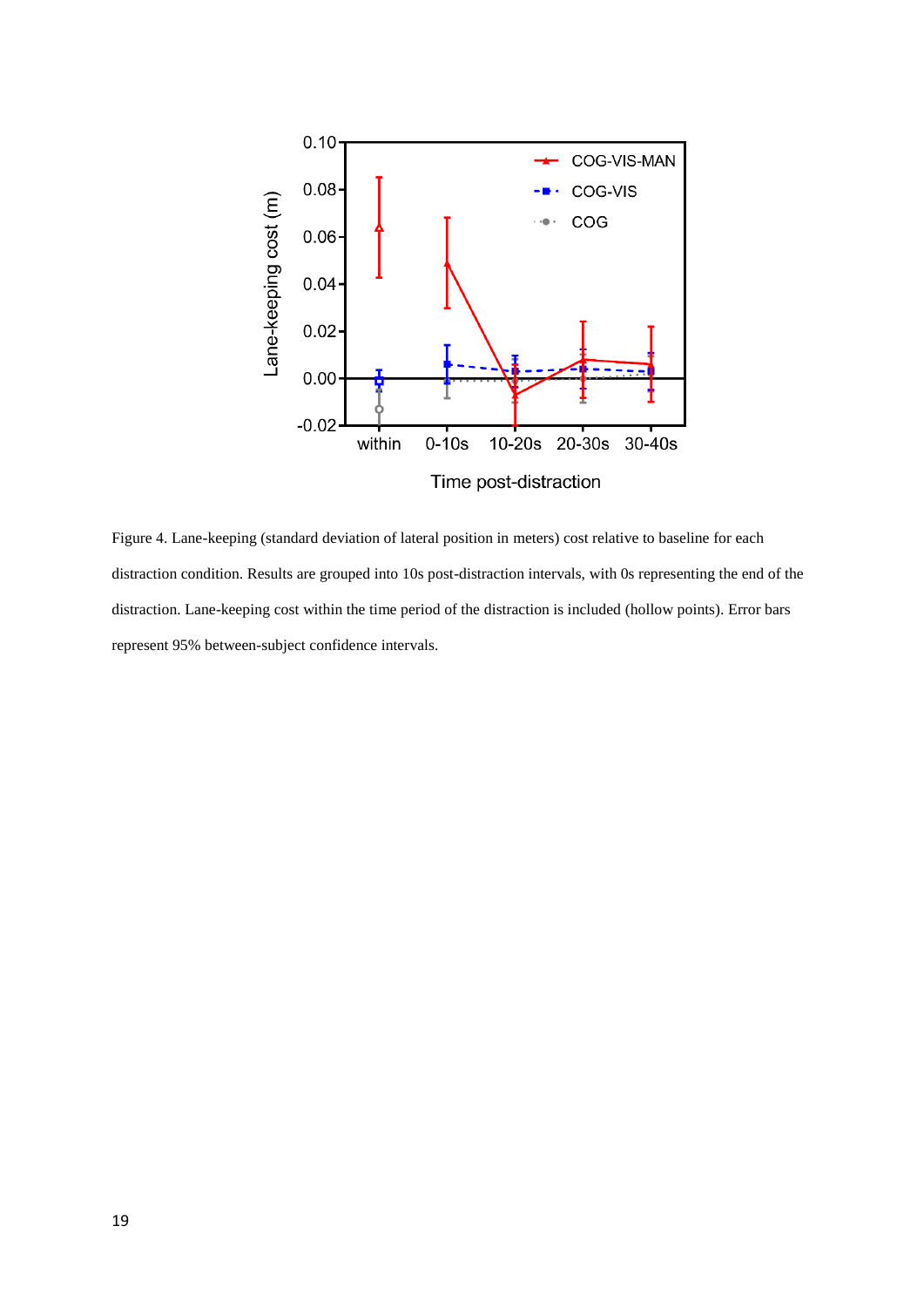Figure 4. Lane-keeping (standard deviation of lateral position in meters) cost relative to baseline for each distraction condition. Results are grouped into 10s post-distraction intervals, with 0s representing the end of the distraction. Lane-keeping cost within the time period of the distraction is included (hollow points). Error bars represent 95% between-subject confidence intervals.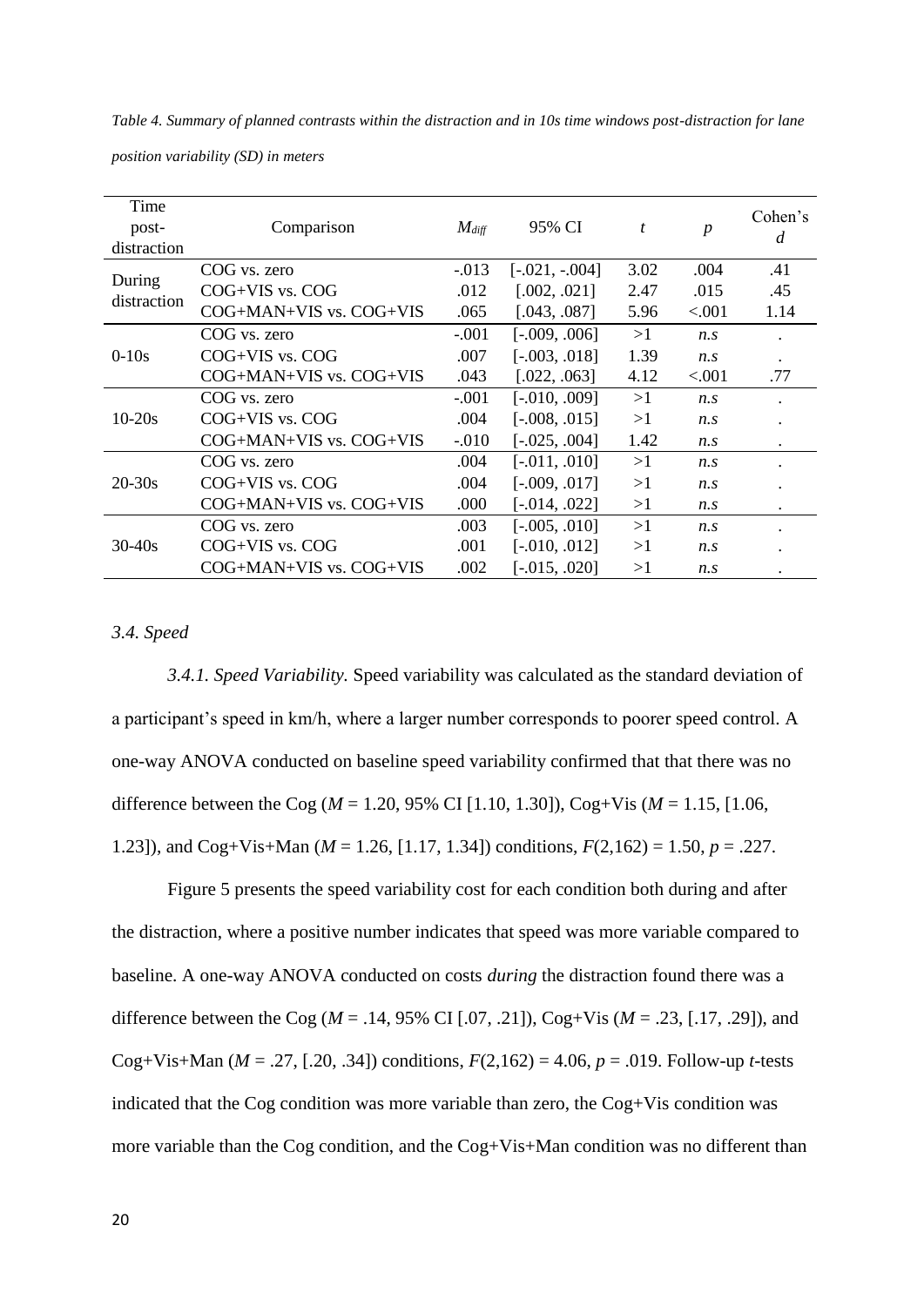*Table 4. Summary of planned contrasts within the distraction and in 10s time windows post-distraction for lane position variability (SD) in meters*

| Time post-distraction | Comparison | $M_{diff}$ | 95% CI | $t$ | $p$ | Cohen's $d$ |
|---|---|---|---|---|---|---|
| During distraction | COG vs. zero | -.013 | [-.021, -.004] | 3.02 | .004 | .41 |
| | COG+VIS vs. COG | .012 | [.002, .021] | 2.47 | .015 | .45 |
| | COG+MAN+VIS vs. COG+VIS | .065 | [.043, .087] | 5.96 | <.001 | 1.14 |
| 0-10s | COG vs. zero | -.001 | [-.009, .006] | >1 | *n.s* | . |
| | COG+VIS vs. COG | .007 | [-.003, .018] | 1.39 | *n.s* | . |
| | COG+MAN+VIS vs. COG+VIS | .043 | [.022, .063] | 4.12 | <.001 | .77 |
| 10-20s | COG vs. zero | -.001 | [-.010, .009] | >1 | *n.s* | . |
| | COG+VIS vs. COG | .004 | [-.008, .015] | >1 | *n.s* | . |
| | COG+MAN+VIS vs. COG+VIS | -.010 | [-.025, .004] | 1.42 | *n.s* | . |
| 20-30s | COG vs. zero | .004 | [-.011, .010] | >1 | *n.s* | . |
| | COG+VIS vs. COG | .004 | [-.009, .017] | >1 | *n.s* | . |
| | COG+MAN+VIS vs. COG+VIS | .000 | [-.014, .022] | >1 | *n.s* | . |
| 30-40s | COG vs. zero | .003 | [-.005, .010] | >1 | *n.s* | . |
| | COG+VIS vs. COG | .001 | [-.010, .012] | >1 | *n.s* | . |
| | COG+MAN+VIS vs. COG+VIS | .002 | [-.015, .020] | >1 | *n.s* | . |

### *3.4. Speed*

*3.4.1. Speed Variability.* Speed variability was calculated as the standard deviation of a participant's speed in km/h, where a larger number corresponds to poorer speed control. A one-way ANOVA conducted on baseline speed variability confirmed that that there was no difference between the Cog ($M$ = 1.20, 95% CI [1.10, 1.30]), Cog+Vis ($M$ = 1.15, [1.06, 1.23]), and Cog+Vis+Man ($M$ = 1.26, [1.17, 1.34]) conditions, $F(2,162) = 1.50$, $p = .227$.

Figure 5 presents the speed variability cost for each condition both during and after the distraction, where a positive number indicates that speed was more variable compared to baseline. A one-way ANOVA conducted on costs *during* the distraction found there was a difference between the Cog ($M$ = .14, 95% CI [.07, .21]), Cog+Vis ($M$ = .23, [.17, .29]), and Cog+Vis+Man ($M$ = .27, [.20, .34]) conditions, $F(2,162) = 4.06$, $p = .019$. Follow-up $t$-tests indicated that the Cog condition was more variable than zero, the Cog+Vis condition was more variable than the Cog condition, and the Cog+Vis+Man condition was no different than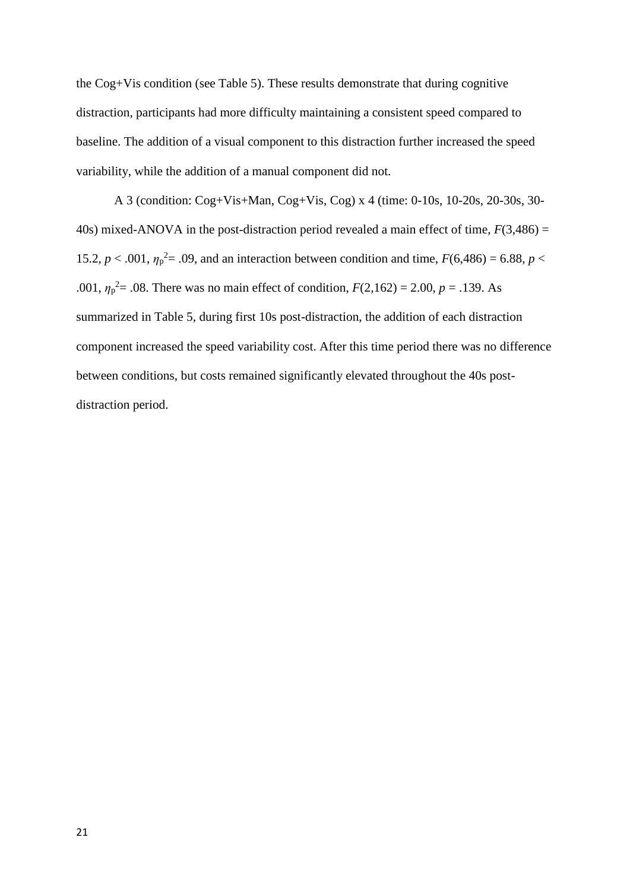the Cog+Vis condition (see Table 5). These results demonstrate that during cognitive distraction, participants had more difficulty maintaining a consistent speed compared to baseline. The addition of a visual component to this distraction further increased the speed variability, while the addition of a manual component did not.

A 3 (condition: Cog+Vis+Man, Cog+Vis, Cog) x 4 (time: 0-10s, 10-20s, 20-30s, 30-40s) mixed-ANOVA in the post-distraction period revealed a main effect of time, $F(3,486) = 15.2$, $p < .001$, $\eta_p^2 = .09$, and an interaction between condition and time, $F(6,486) = 6.88$, $p < .001$, $\eta_p^2 = .08$. There was no main effect of condition, $F(2,162) = 2.00$, $p = .139$. As summarized in Table 5, during first 10s post-distraction, the addition of each distraction component increased the speed variability cost. After this time period there was no difference between conditions, but costs remained significantly elevated throughout the 40s post-distraction period.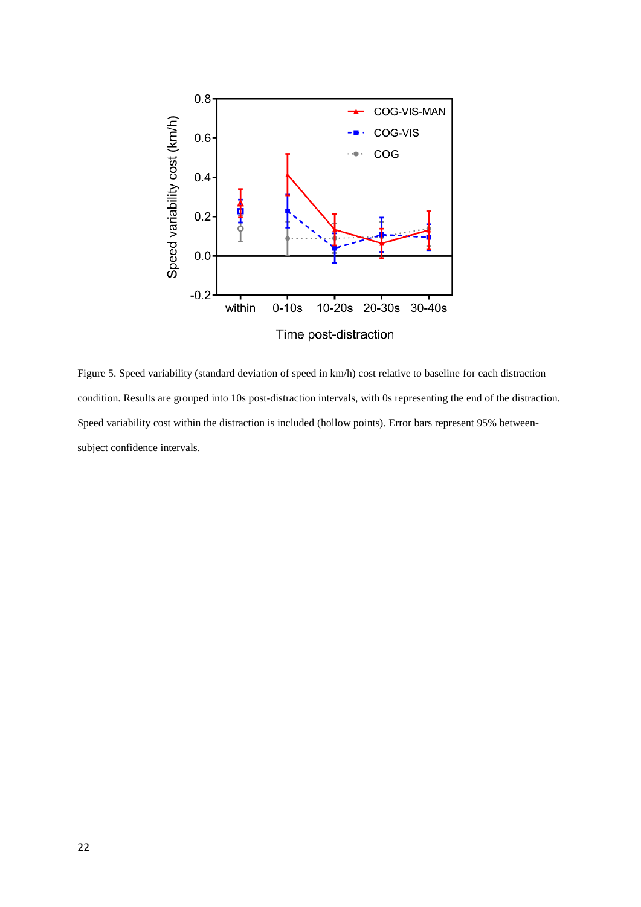Figure 5. Speed variability (standard deviation of speed in km/h) cost relative to baseline for each distraction condition. Results are grouped into 10s post-distraction intervals, with 0s representing the end of the distraction. Speed variability cost within the distraction is included (hollow points). Error bars represent 95% between-subject confidence intervals.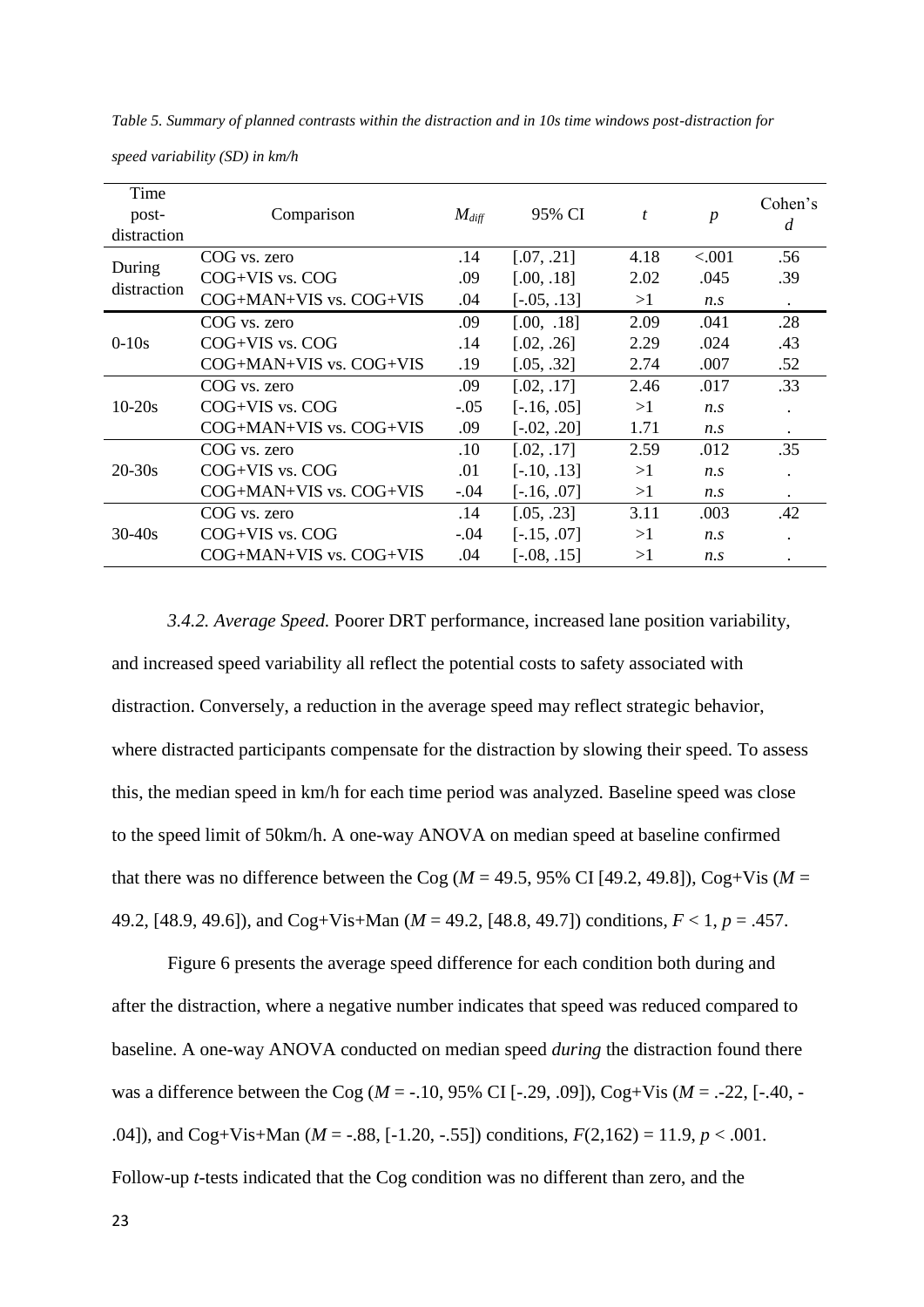*Table 5. Summary of planned contrasts within the distraction and in 10s time windows post-distraction for speed variability (SD) in km/h*

| Time post-distraction | Comparison | $M_{diff}$ | 95% CI | $t$ | $p$ | Cohen's $d$ |
|---|---|---|---|---|---|---|
| During distraction | COG vs. zero | .14 | [.07, .21] | 4.18 | <.001 | .56 |
| | COG+VIS vs. COG | .09 | [.00, .18] | 2.02 | .045 | .39 |
| | COG+MAN+VIS vs. COG+VIS | .04 | [-.05, .13] | >1 | *n.s* | . |
| 0-10s | COG vs. zero | .09 | [.00, .18] | 2.09 | .041 | .28 |
| | COG+VIS vs. COG | .14 | [.02, .26] | 2.29 | .024 | .43 |
| | COG+MAN+VIS vs. COG+VIS | .19 | [.05, .32] | 2.74 | .007 | .52 |
| 10-20s | COG vs. zero | .09 | [.02, .17] | 2.46 | .017 | .33 |
| | COG+VIS vs. COG | -.05 | [-.16, .05] | >1 | *n.s* | . |
| | COG+MAN+VIS vs. COG+VIS | .09 | [-.02, .20] | 1.71 | *n.s* | . |
| 20-30s | COG vs. zero | .10 | [.02, .17] | 2.59 | .012 | .35 |
| | COG+VIS vs. COG | .01 | [-.10, .13] | >1 | *n.s* | . |
| | COG+MAN+VIS vs. COG+VIS | -.04 | [-.16, .07] | >1 | *n.s* | . |
| 30-40s | COG vs. zero | .14 | [.05, .23] | 3.11 | .003 | .42 |
| | COG+VIS vs. COG | -.04 | [-.15, .07] | >1 | *n.s* | . |
| | COG+MAN+VIS vs. COG+VIS | .04 | [-.08, .15] | >1 | *n.s* | . |

*3.4.2. Average Speed.* Poorer DRT performance, increased lane position variability, and increased speed variability all reflect the potential costs to safety associated with distraction. Conversely, a reduction in the average speed may reflect strategic behavior, where distracted participants compensate for the distraction by slowing their speed. To assess this, the median speed in km/h for each time period was analyzed. Baseline speed was close to the speed limit of 50km/h. A one-way ANOVA on median speed at baseline confirmed that there was no difference between the Cog ($M$ = 49.5, 95% CI [49.2, 49.8]), Cog+Vis ($M$ = 49.2, [48.9, 49.6]), and Cog+Vis+Man ($M$ = 49.2, [48.8, 49.7]) conditions, $F < 1$, $p = .457$.

Figure 6 presents the average speed difference for each condition both during and after the distraction, where a negative number indicates that speed was reduced compared to baseline. A one-way ANOVA conducted on median speed *during* the distraction found there was a difference between the Cog ($M$ = -.10, 95% CI [-.29, .09]), Cog+Vis ($M$ = .-22, [-.40, -.04]), and Cog+Vis+Man ($M$ = -.88, [-1.20, -.55]) conditions, $F(2,162) = 11.9$, $p < .001$. Follow-up $t$-tests indicated that the Cog condition was no different than zero, and the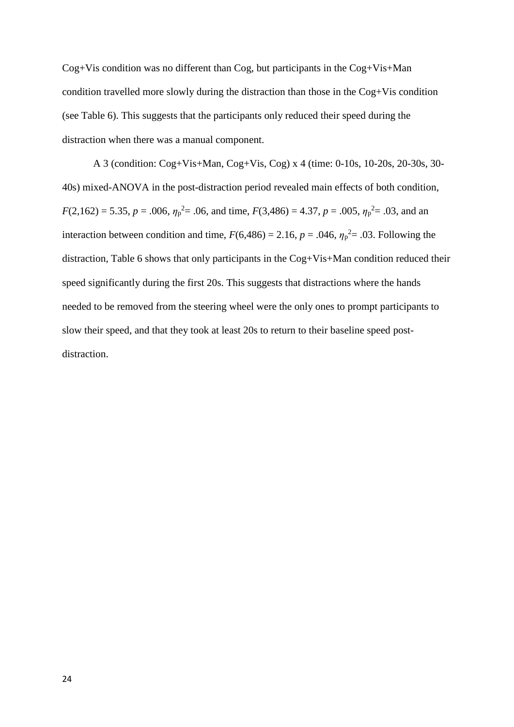Cog+Vis condition was no different than Cog, but participants in the Cog+Vis+Man condition travelled more slowly during the distraction than those in the Cog+Vis condition (see Table 6). This suggests that the participants only reduced their speed during the distraction when there was a manual component.

A 3 (condition: Cog+Vis+Man, Cog+Vis, Cog) x 4 (time: 0-10s, 10-20s, 20-30s, 30-40s) mixed-ANOVA in the post-distraction period revealed main effects of both condition, $F(2,162) = 5.35$, $p = .006$, $\eta_p^2 = .06$, and time, $F(3,486) = 4.37$, $p = .005$, $\eta_p^2 = .03$, and an interaction between condition and time, $F(6,486) = 2.16$, $p = .046$, $\eta_p^2 = .03$. Following the distraction, Table 6 shows that only participants in the Cog+Vis+Man condition reduced their speed significantly during the first 20s. This suggests that distractions where the hands needed to be removed from the steering wheel were the only ones to prompt participants to slow their speed, and that they took at least 20s to return to their baseline speed post-distraction.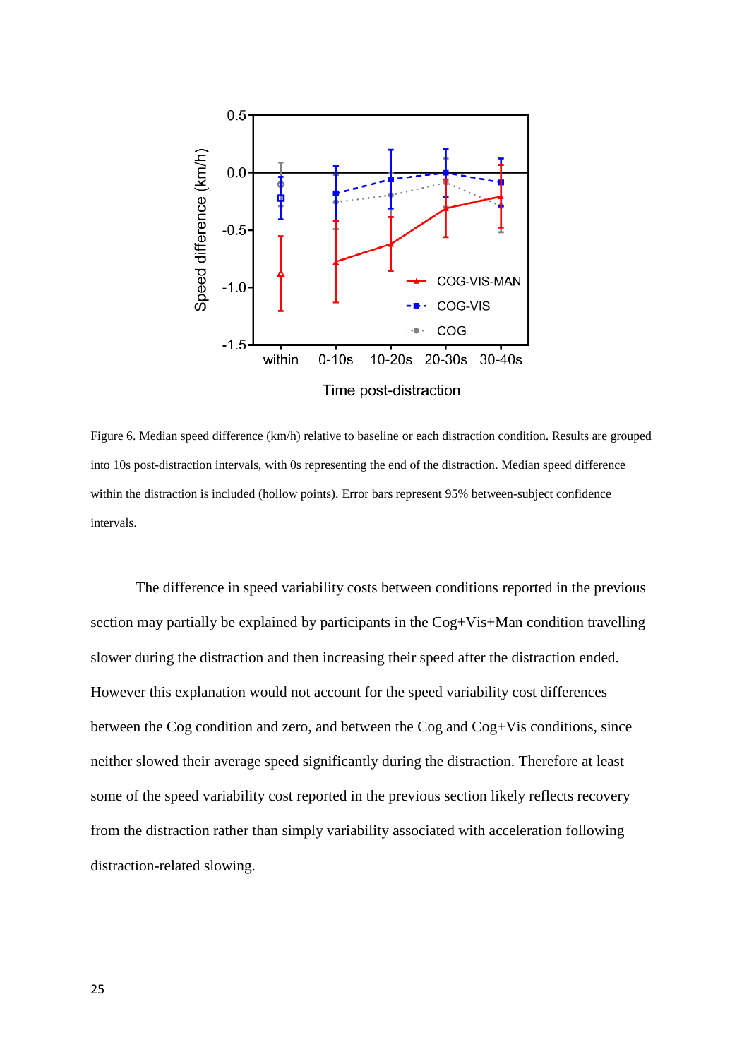Figure 6. Median speed difference (km/h) relative to baseline or each distraction condition. Results are grouped into 10s post-distraction intervals, with 0s representing the end of the distraction. Median speed difference within the distraction is included (hollow points). Error bars represent 95% between-subject confidence intervals.

The difference in speed variability costs between conditions reported in the previous section may partially be explained by participants in the Cog+Vis+Man condition travelling slower during the distraction and then increasing their speed after the distraction ended. However this explanation would not account for the speed variability cost differences between the Cog condition and zero, and between the Cog and Cog+Vis conditions, since neither slowed their average speed significantly during the distraction. Therefore at least some of the speed variability cost reported in the previous section likely reflects recovery from the distraction rather than simply variability associated with acceleration following distraction-related slowing.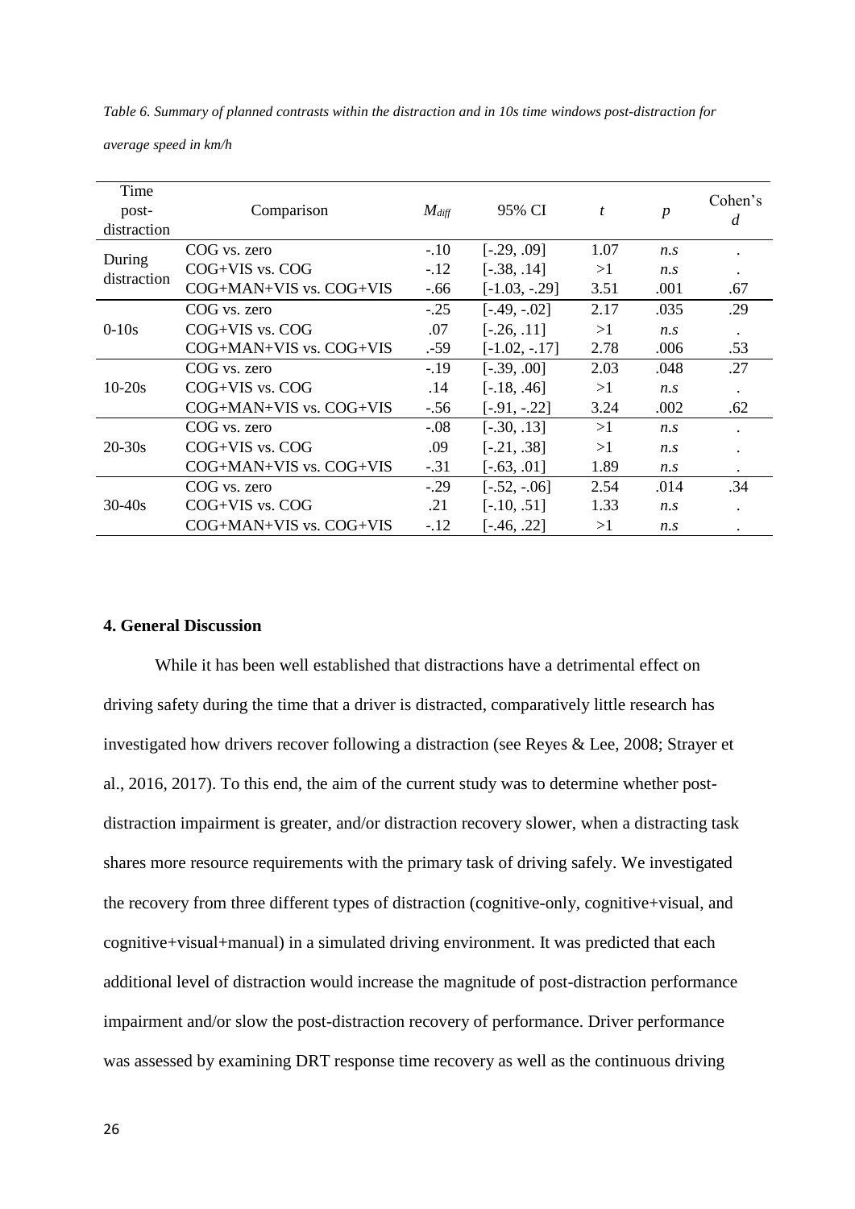*Table 6. Summary of planned contrasts within the distraction and in 10s time windows post-distraction for average speed in km/h*

| Time post-distraction | Comparison | $M_{diff}$ | 95% CI | *t* | *p* | Cohen's *d* |
|---|---|---|---|---|---|---|
| During distraction | COG vs. zero | -.10 | [-.29, .09] | 1.07 | *n.s* | . |
| | COG+VIS vs. COG | -.12 | [-.38, .14] | >1 | *n.s* | . |
| | COG+MAN+VIS vs. COG+VIS | -.66 | [-1.03, -.29] | 3.51 | .001 | .67 |
| 0-10s | COG vs. zero | -.25 | [-.49, -.02] | 2.17 | .035 | .29 |
| | COG+VIS vs. COG | .07 | [-.26, .11] | >1 | *n.s* | . |
| | COG+MAN+VIS vs. COG+VIS | .-59 | [-1.02, -.17] | 2.78 | .006 | .53 |
| 10-20s | COG vs. zero | -.19 | [-.39, .00] | 2.03 | .048 | .27 |
| | COG+VIS vs. COG | .14 | [-.18, .46] | >1 | *n.s* | . |
| | COG+MAN+VIS vs. COG+VIS | -.56 | [-.91, -.22] | 3.24 | .002 | .62 |
| 20-30s | COG vs. zero | -.08 | [-.30, .13] | >1 | *n.s* | . |
| | COG+VIS vs. COG | .09 | [-.21, .38] | >1 | *n.s* | . |
| | COG+MAN+VIS vs. COG+VIS | -.31 | [-.63, .01] | 1.89 | *n.s* | . |
| 30-40s | COG vs. zero | -.29 | [-.52, -.06] | 2.54 | .014 | .34 |
| | COG+VIS vs. COG | .21 | [-.10, .51] | 1.33 | *n.s* | . |
| | COG+MAN+VIS vs. COG+VIS | -.12 | [-.46, .22] | >1 | *n.s* | . |

## 4. General Discussion

While it has been well established that distractions have a detrimental effect on driving safety during the time that a driver is distracted, comparatively little research has investigated how drivers recover following a distraction (see Reyes & Lee, 2008; Strayer et al., 2016, 2017). To this end, the aim of the current study was to determine whether post-distraction impairment is greater, and/or distraction recovery slower, when a distracting task shares more resource requirements with the primary task of driving safely. We investigated the recovery from three different types of distraction (cognitive-only, cognitive+visual, and cognitive+visual+manual) in a simulated driving environment. It was predicted that each additional level of distraction would increase the magnitude of post-distraction performance impairment and/or slow the post-distraction recovery of performance. Driver performance was assessed by examining DRT response time recovery as well as the continuous driving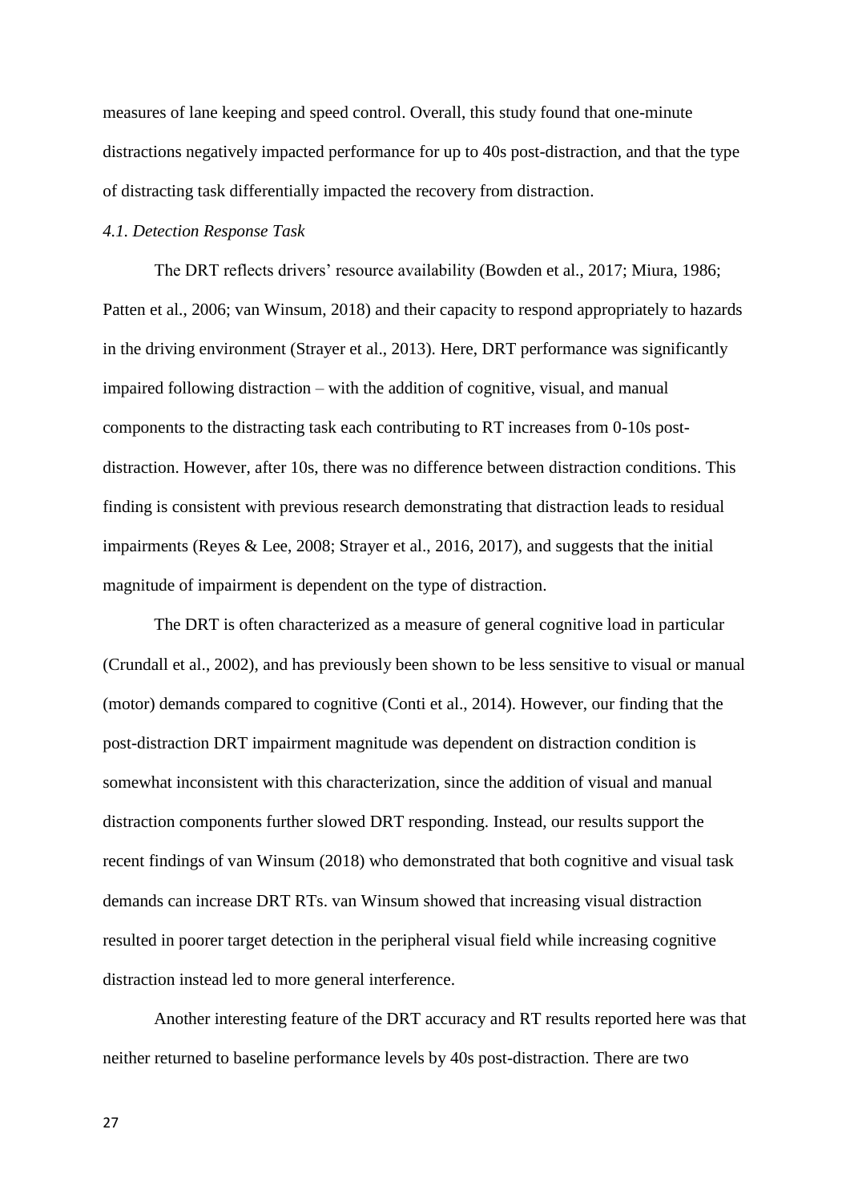measures of lane keeping and speed control. Overall, this study found that one-minute distractions negatively impacted performance for up to 40s post-distraction, and that the type of distracting task differentially impacted the recovery from distraction.

### *4.1. Detection Response Task*

The DRT reflects drivers' resource availability (Bowden et al., 2017; Miura, 1986; Patten et al., 2006; van Winsum, 2018) and their capacity to respond appropriately to hazards in the driving environment (Strayer et al., 2013). Here, DRT performance was significantly impaired following distraction – with the addition of cognitive, visual, and manual components to the distracting task each contributing to RT increases from 0-10s post-distraction. However, after 10s, there was no difference between distraction conditions. This finding is consistent with previous research demonstrating that distraction leads to residual impairments (Reyes & Lee, 2008; Strayer et al., 2016, 2017), and suggests that the initial magnitude of impairment is dependent on the type of distraction.

The DRT is often characterized as a measure of general cognitive load in particular (Crundall et al., 2002), and has previously been shown to be less sensitive to visual or manual (motor) demands compared to cognitive (Conti et al., 2014). However, our finding that the post-distraction DRT impairment magnitude was dependent on distraction condition is somewhat inconsistent with this characterization, since the addition of visual and manual distraction components further slowed DRT responding. Instead, our results support the recent findings of van Winsum (2018) who demonstrated that both cognitive and visual task demands can increase DRT RTs. van Winsum showed that increasing visual distraction resulted in poorer target detection in the peripheral visual field while increasing cognitive distraction instead led to more general interference.

Another interesting feature of the DRT accuracy and RT results reported here was that neither returned to baseline performance levels by 40s post-distraction. There are two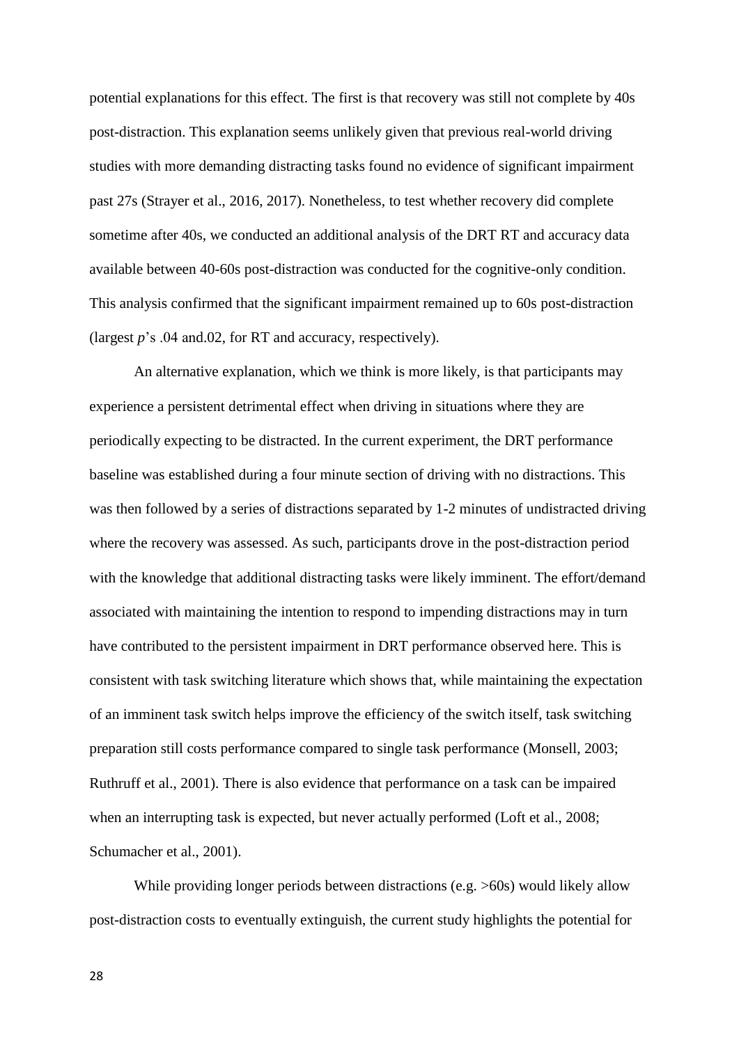potential explanations for this effect. The first is that recovery was still not complete by 40s post-distraction. This explanation seems unlikely given that previous real-world driving studies with more demanding distracting tasks found no evidence of significant impairment past 27s (Strayer et al., 2016, 2017). Nonetheless, to test whether recovery did complete sometime after 40s, we conducted an additional analysis of the DRT RT and accuracy data available between 40-60s post-distraction was conducted for the cognitive-only condition. This analysis confirmed that the significant impairment remained up to 60s post-distraction (largest *p*'s .04 and.02, for RT and accuracy, respectively).

An alternative explanation, which we think is more likely, is that participants may experience a persistent detrimental effect when driving in situations where they are periodically expecting to be distracted. In the current experiment, the DRT performance baseline was established during a four minute section of driving with no distractions. This was then followed by a series of distractions separated by 1-2 minutes of undistracted driving where the recovery was assessed. As such, participants drove in the post-distraction period with the knowledge that additional distracting tasks were likely imminent. The effort/demand associated with maintaining the intention to respond to impending distractions may in turn have contributed to the persistent impairment in DRT performance observed here. This is consistent with task switching literature which shows that, while maintaining the expectation of an imminent task switch helps improve the efficiency of the switch itself, task switching preparation still costs performance compared to single task performance (Monsell, 2003; Ruthruff et al., 2001). There is also evidence that performance on a task can be impaired when an interrupting task is expected, but never actually performed (Loft et al., 2008; Schumacher et al., 2001).

While providing longer periods between distractions (e.g. >60s) would likely allow post-distraction costs to eventually extinguish, the current study highlights the potential for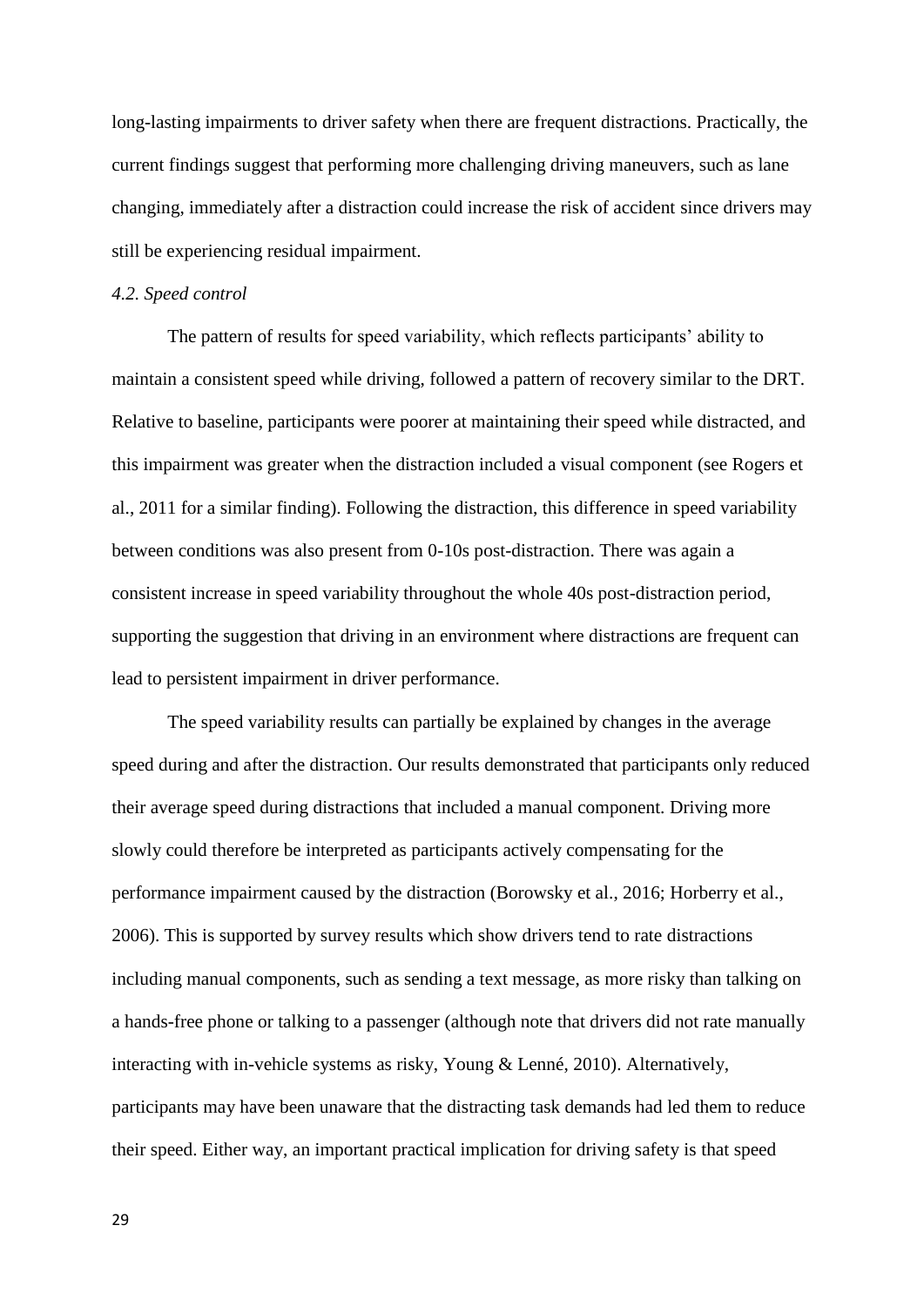long-lasting impairments to driver safety when there are frequent distractions. Practically, the current findings suggest that performing more challenging driving maneuvers, such as lane changing, immediately after a distraction could increase the risk of accident since drivers may still be experiencing residual impairment.

*4.2. Speed control*

The pattern of results for speed variability, which reflects participants' ability to maintain a consistent speed while driving, followed a pattern of recovery similar to the DRT. Relative to baseline, participants were poorer at maintaining their speed while distracted, and this impairment was greater when the distraction included a visual component (see Rogers et al., 2011 for a similar finding). Following the distraction, this difference in speed variability between conditions was also present from 0-10s post-distraction. There was again a consistent increase in speed variability throughout the whole 40s post-distraction period, supporting the suggestion that driving in an environment where distractions are frequent can lead to persistent impairment in driver performance.

The speed variability results can partially be explained by changes in the average speed during and after the distraction. Our results demonstrated that participants only reduced their average speed during distractions that included a manual component. Driving more slowly could therefore be interpreted as participants actively compensating for the performance impairment caused by the distraction (Borowsky et al., 2016; Horberry et al., 2006). This is supported by survey results which show drivers tend to rate distractions including manual components, such as sending a text message, as more risky than talking on a hands-free phone or talking to a passenger (although note that drivers did not rate manually interacting with in-vehicle systems as risky, Young & Lenné, 2010). Alternatively, participants may have been unaware that the distracting task demands had led them to reduce their speed. Either way, an important practical implication for driving safety is that speed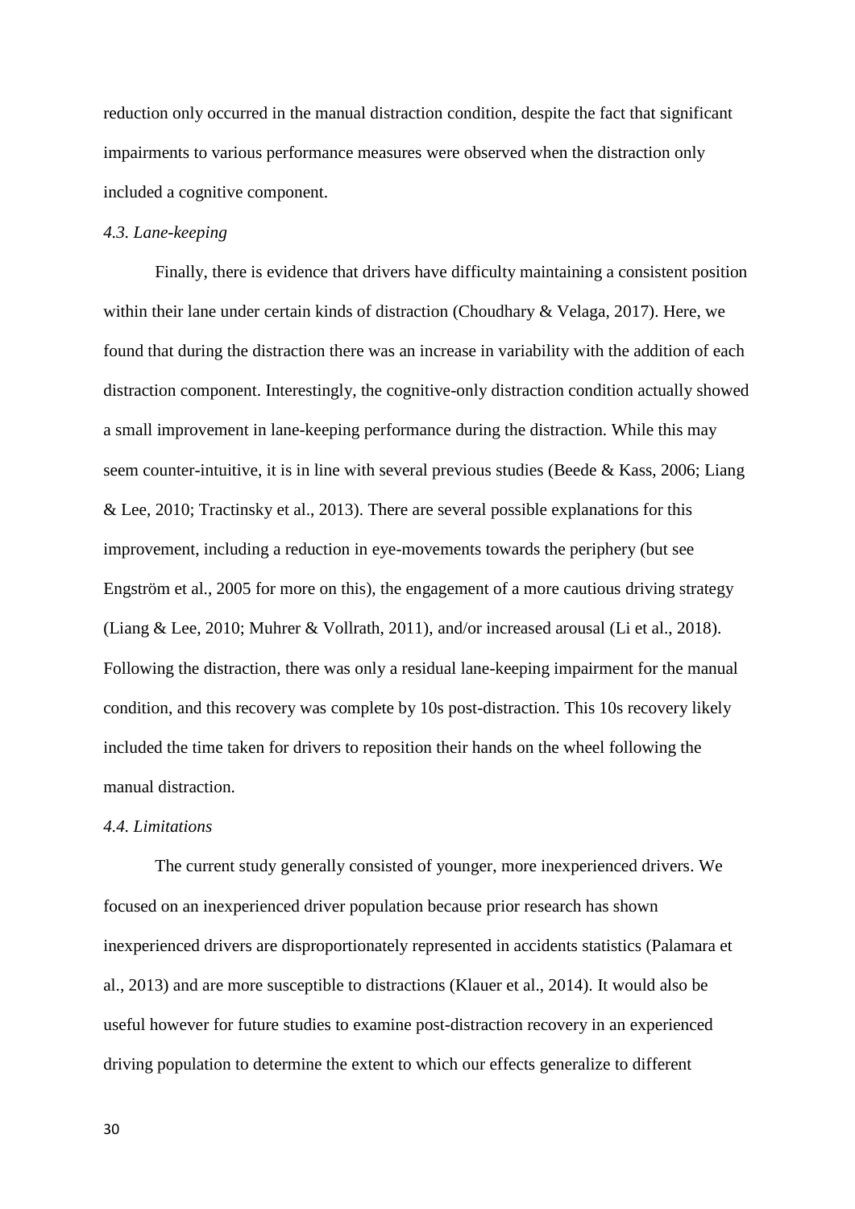reduction only occurred in the manual distraction condition, despite the fact that significant impairments to various performance measures were observed when the distraction only included a cognitive component.

### *4.3. Lane-keeping*

Finally, there is evidence that drivers have difficulty maintaining a consistent position within their lane under certain kinds of distraction (Choudhary & Velaga, 2017). Here, we found that during the distraction there was an increase in variability with the addition of each distraction component. Interestingly, the cognitive-only distraction condition actually showed a small improvement in lane-keeping performance during the distraction. While this may seem counter-intuitive, it is in line with several previous studies (Beede & Kass, 2006; Liang & Lee, 2010; Tractinsky et al., 2013). There are several possible explanations for this improvement, including a reduction in eye-movements towards the periphery (but see Engström et al., 2005 for more on this), the engagement of a more cautious driving strategy (Liang & Lee, 2010; Muhrer & Vollrath, 2011), and/or increased arousal (Li et al., 2018). Following the distraction, there was only a residual lane-keeping impairment for the manual condition, and this recovery was complete by 10s post-distraction. This 10s recovery likely included the time taken for drivers to reposition their hands on the wheel following the manual distraction.

### *4.4. Limitations*

The current study generally consisted of younger, more inexperienced drivers. We focused on an inexperienced driver population because prior research has shown inexperienced drivers are disproportionately represented in accidents statistics (Palamara et al., 2013) and are more susceptible to distractions (Klauer et al., 2014). It would also be useful however for future studies to examine post-distraction recovery in an experienced driving population to determine the extent to which our effects generalize to different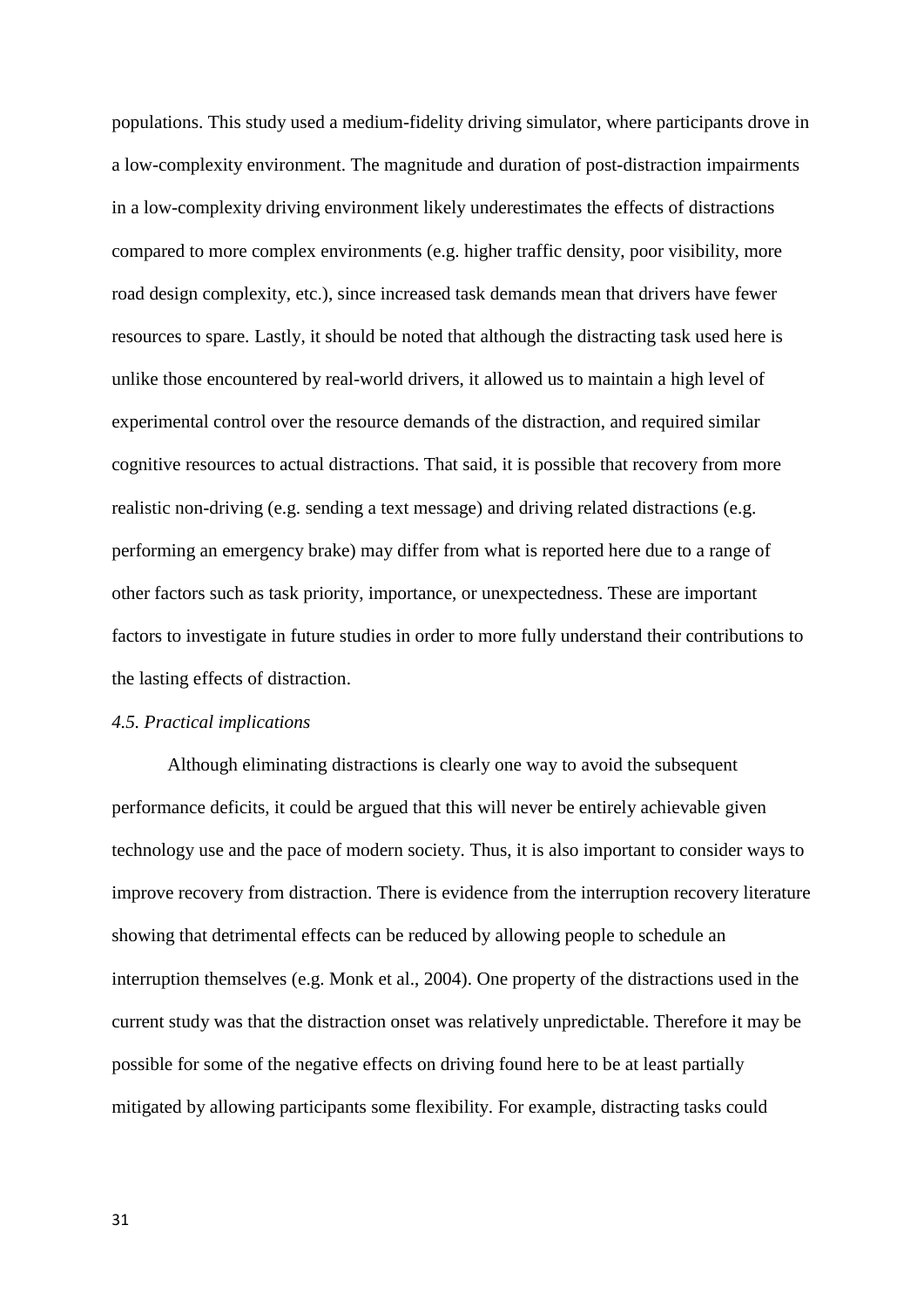populations. This study used a medium-fidelity driving simulator, where participants drove in a low-complexity environment. The magnitude and duration of post-distraction impairments in a low-complexity driving environment likely underestimates the effects of distractions compared to more complex environments (e.g. higher traffic density, poor visibility, more road design complexity, etc.), since increased task demands mean that drivers have fewer resources to spare. Lastly, it should be noted that although the distracting task used here is unlike those encountered by real-world drivers, it allowed us to maintain a high level of experimental control over the resource demands of the distraction, and required similar cognitive resources to actual distractions. That said, it is possible that recovery from more realistic non-driving (e.g. sending a text message) and driving related distractions (e.g. performing an emergency brake) may differ from what is reported here due to a range of other factors such as task priority, importance, or unexpectedness. These are important factors to investigate in future studies in order to more fully understand their contributions to the lasting effects of distraction.

### *4.5. Practical implications*

Although eliminating distractions is clearly one way to avoid the subsequent performance deficits, it could be argued that this will never be entirely achievable given technology use and the pace of modern society. Thus, it is also important to consider ways to improve recovery from distraction. There is evidence from the interruption recovery literature showing that detrimental effects can be reduced by allowing people to schedule an interruption themselves (e.g. Monk et al., 2004). One property of the distractions used in the current study was that the distraction onset was relatively unpredictable. Therefore it may be possible for some of the negative effects on driving found here to be at least partially mitigated by allowing participants some flexibility. For example, distracting tasks could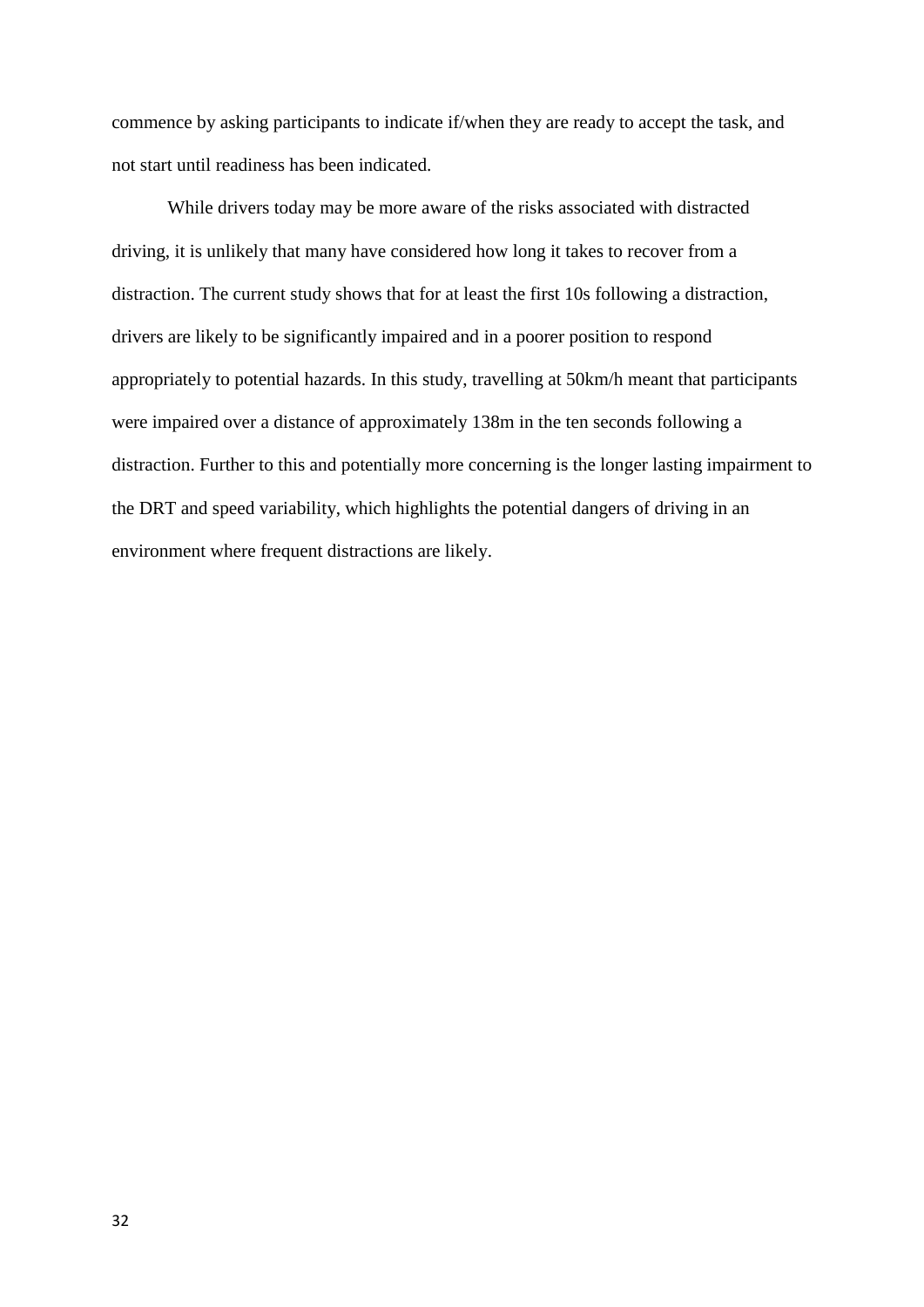commence by asking participants to indicate if/when they are ready to accept the task, and not start until readiness has been indicated.

While drivers today may be more aware of the risks associated with distracted driving, it is unlikely that many have considered how long it takes to recover from a distraction. The current study shows that for at least the first 10s following a distraction, drivers are likely to be significantly impaired and in a poorer position to respond appropriately to potential hazards. In this study, travelling at 50km/h meant that participants were impaired over a distance of approximately 138m in the ten seconds following a distraction. Further to this and potentially more concerning is the longer lasting impairment to the DRT and speed variability, which highlights the potential dangers of driving in an environment where frequent distractions are likely.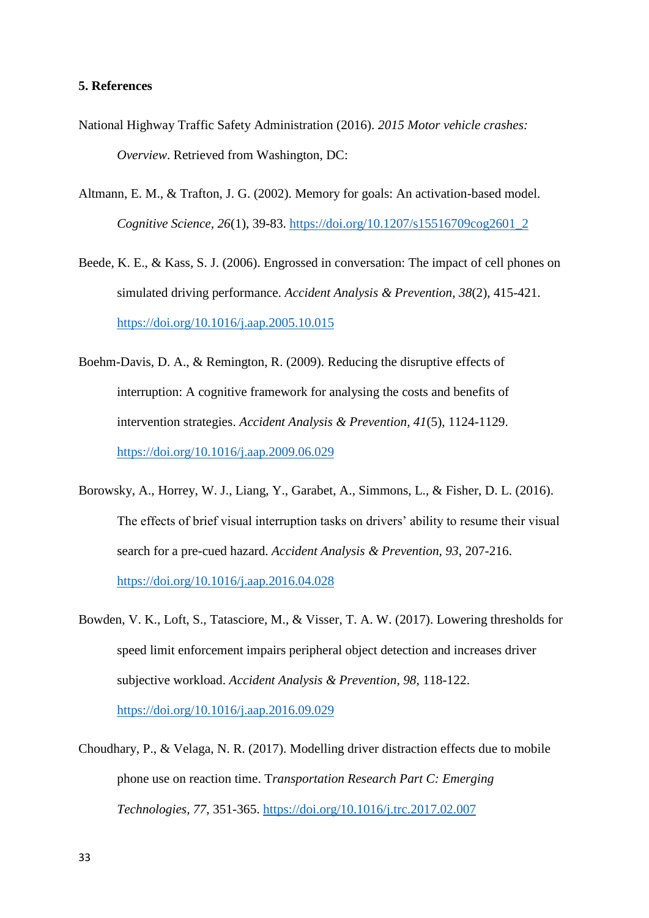**5. References**

National Highway Traffic Safety Administration (2016). *2015 Motor vehicle crashes: Overview*. Retrieved from Washington, DC:

Altmann, E. M., & Trafton, J. G. (2002). Memory for goals: An activation-based model. *Cognitive Science, 26*(1), 39-83. https://doi.org/10.1207/s15516709cog2601_2

Beede, K. E., & Kass, S. J. (2006). Engrossed in conversation: The impact of cell phones on simulated driving performance. *Accident Analysis & Prevention, 38*(2), 415-421. https://doi.org/10.1016/j.aap.2005.10.015

Boehm-Davis, D. A., & Remington, R. (2009). Reducing the disruptive effects of interruption: A cognitive framework for analysing the costs and benefits of intervention strategies. *Accident Analysis & Prevention, 41*(5), 1124-1129. https://doi.org/10.1016/j.aap.2009.06.029

Borowsky, A., Horrey, W. J., Liang, Y., Garabet, A., Simmons, L., & Fisher, D. L. (2016). The effects of brief visual interruption tasks on drivers' ability to resume their visual search for a pre-cued hazard. *Accident Analysis & Prevention, 93*, 207-216. https://doi.org/10.1016/j.aap.2016.04.028

Bowden, V. K., Loft, S., Tatasciore, M., & Visser, T. A. W. (2017). Lowering thresholds for speed limit enforcement impairs peripheral object detection and increases driver subjective workload. *Accident Analysis & Prevention, 98*, 118-122. https://doi.org/10.1016/j.aap.2016.09.029

Choudhary, P., & Velaga, N. R. (2017). Modelling driver distraction effects due to mobile phone use on reaction time. T*ransportation Research Part C: Emerging Technologies, 77*, 351-365. https://doi.org/10.1016/j.trc.2017.02.007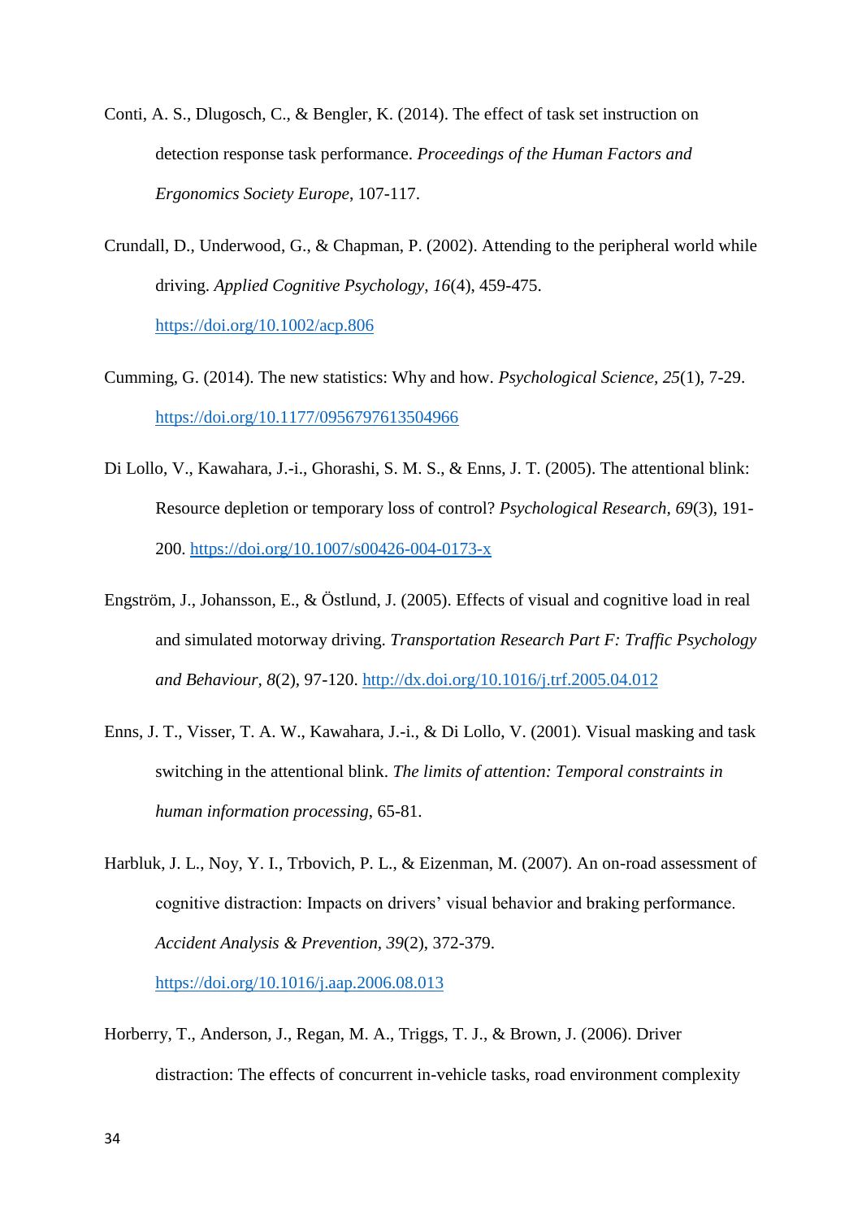Conti, A. S., Dlugosch, C., & Bengler, K. (2014). The effect of task set instruction on detection response task performance. *Proceedings of the Human Factors and Ergonomics Society Europe*, 107-117.

Crundall, D., Underwood, G., & Chapman, P. (2002). Attending to the peripheral world while driving. *Applied Cognitive Psychology, 16*(4), 459-475. https://doi.org/10.1002/acp.806

Cumming, G. (2014). The new statistics: Why and how. *Psychological Science, 25*(1), 7-29. https://doi.org/10.1177/0956797613504966

Di Lollo, V., Kawahara, J.-i., Ghorashi, S. M. S., & Enns, J. T. (2005). The attentional blink: Resource depletion or temporary loss of control? *Psychological Research, 69*(3), 191-200. https://doi.org/10.1007/s00426-004-0173-x

Engström, J., Johansson, E., & Östlund, J. (2005). Effects of visual and cognitive load in real and simulated motorway driving. *Transportation Research Part F: Traffic Psychology and Behaviour, 8*(2), 97-120. http://dx.doi.org/10.1016/j.trf.2005.04.012

Enns, J. T., Visser, T. A. W., Kawahara, J.-i., & Di Lollo, V. (2001). Visual masking and task switching in the attentional blink. *The limits of attention: Temporal constraints in human information processing*, 65-81.

Harbluk, J. L., Noy, Y. I., Trbovich, P. L., & Eizenman, M. (2007). An on-road assessment of cognitive distraction: Impacts on drivers' visual behavior and braking performance. *Accident Analysis & Prevention, 39*(2), 372-379. https://doi.org/10.1016/j.aap.2006.08.013

Horberry, T., Anderson, J., Regan, M. A., Triggs, T. J., & Brown, J. (2006). Driver distraction: The effects of concurrent in-vehicle tasks, road environment complexity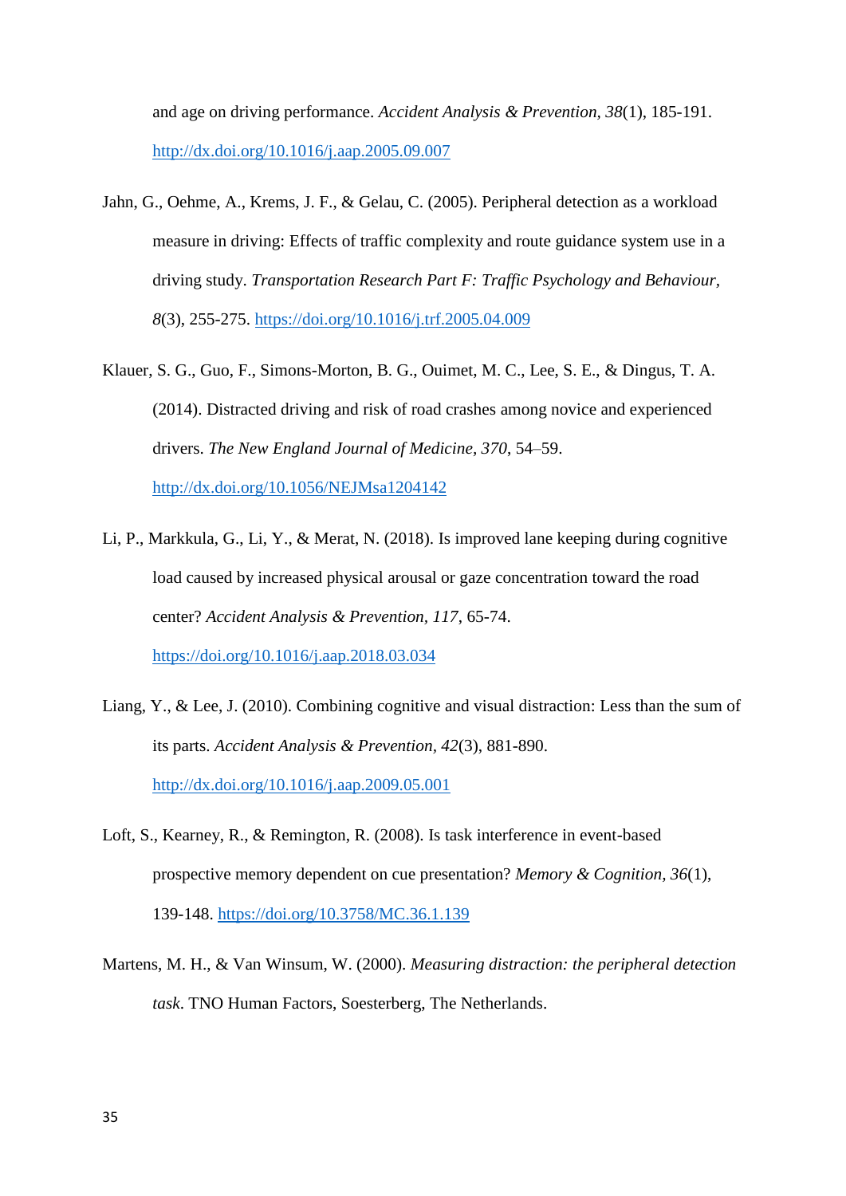and age on driving performance. *Accident Analysis & Prevention, 38*(1), 185-191. http://dx.doi.org/10.1016/j.aap.2005.09.007

Jahn, G., Oehme, A., Krems, J. F., & Gelau, C. (2005). Peripheral detection as a workload measure in driving: Effects of traffic complexity and route guidance system use in a driving study. *Transportation Research Part F: Traffic Psychology and Behaviour, 8*(3), 255-275. https://doi.org/10.1016/j.trf.2005.04.009

Klauer, S. G., Guo, F., Simons-Morton, B. G., Ouimet, M. C., Lee, S. E., & Dingus, T. A. (2014). Distracted driving and risk of road crashes among novice and experienced drivers. *The New England Journal of Medicine, 370*, 54–59. http://dx.doi.org/10.1056/NEJMsa1204142

Li, P., Markkula, G., Li, Y., & Merat, N. (2018). Is improved lane keeping during cognitive load caused by increased physical arousal or gaze concentration toward the road center? *Accident Analysis & Prevention, 117*, 65-74. https://doi.org/10.1016/j.aap.2018.03.034

Liang, Y., & Lee, J. (2010). Combining cognitive and visual distraction: Less than the sum of its parts. *Accident Analysis & Prevention, 42*(3), 881-890. http://dx.doi.org/10.1016/j.aap.2009.05.001

Loft, S., Kearney, R., & Remington, R. (2008). Is task interference in event-based prospective memory dependent on cue presentation? *Memory & Cognition, 36*(1), 139-148. https://doi.org/10.3758/MC.36.1.139

Martens, M. H., & Van Winsum, W. (2000). *Measuring distraction: the peripheral detection task*. TNO Human Factors, Soesterberg, The Netherlands.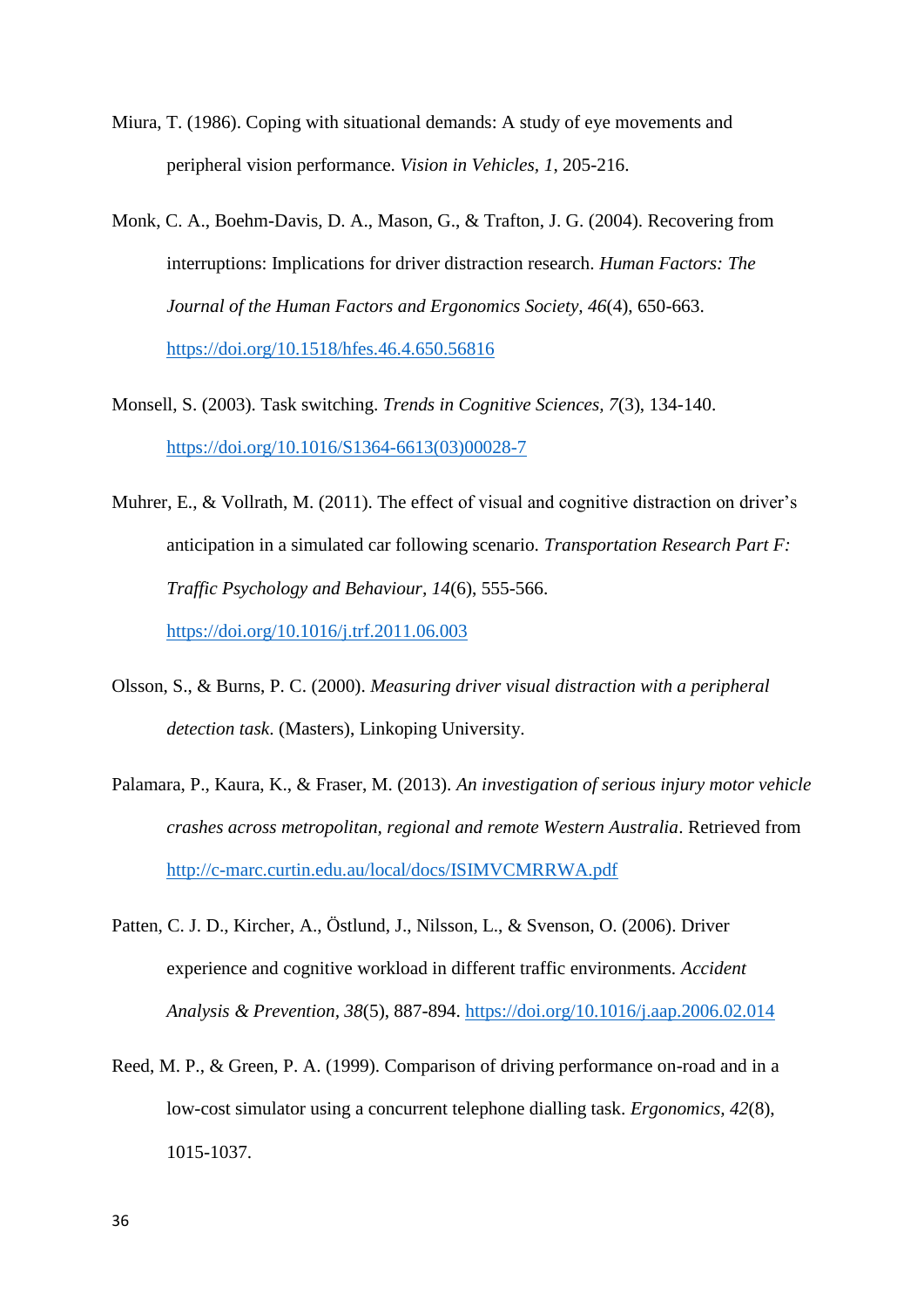Miura, T. (1986). Coping with situational demands: A study of eye movements and peripheral vision performance. *Vision in Vehicles, 1*, 205-216.

Monk, C. A., Boehm-Davis, D. A., Mason, G., & Trafton, J. G. (2004). Recovering from interruptions: Implications for driver distraction research. *Human Factors: The Journal of the Human Factors and Ergonomics Society, 46*(4), 650-663. https://doi.org/10.1518/hfes.46.4.650.56816

Monsell, S. (2003). Task switching. *Trends in Cognitive Sciences, 7*(3), 134-140. https://doi.org/10.1016/S1364-6613(03)00028-7

Muhrer, E., & Vollrath, M. (2011). The effect of visual and cognitive distraction on driver's anticipation in a simulated car following scenario. *Transportation Research Part F: Traffic Psychology and Behaviour, 14*(6), 555-566. https://doi.org/10.1016/j.trf.2011.06.003

Olsson, S., & Burns, P. C. (2000). *Measuring driver visual distraction with a peripheral detection task*. (Masters), Linkoping University.

Palamara, P., Kaura, K., & Fraser, M. (2013). *An investigation of serious injury motor vehicle crashes across metropolitan, regional and remote Western Australia*. Retrieved from http://c-marc.curtin.edu.au/local/docs/ISIMVCMRRWA.pdf

Patten, C. J. D., Kircher, A., Östlund, J., Nilsson, L., & Svenson, O. (2006). Driver experience and cognitive workload in different traffic environments. *Accident Analysis & Prevention, 38*(5), 887-894. https://doi.org/10.1016/j.aap.2006.02.014

Reed, M. P., & Green, P. A. (1999). Comparison of driving performance on-road and in a low-cost simulator using a concurrent telephone dialling task. *Ergonomics, 42*(8), 1015-1037.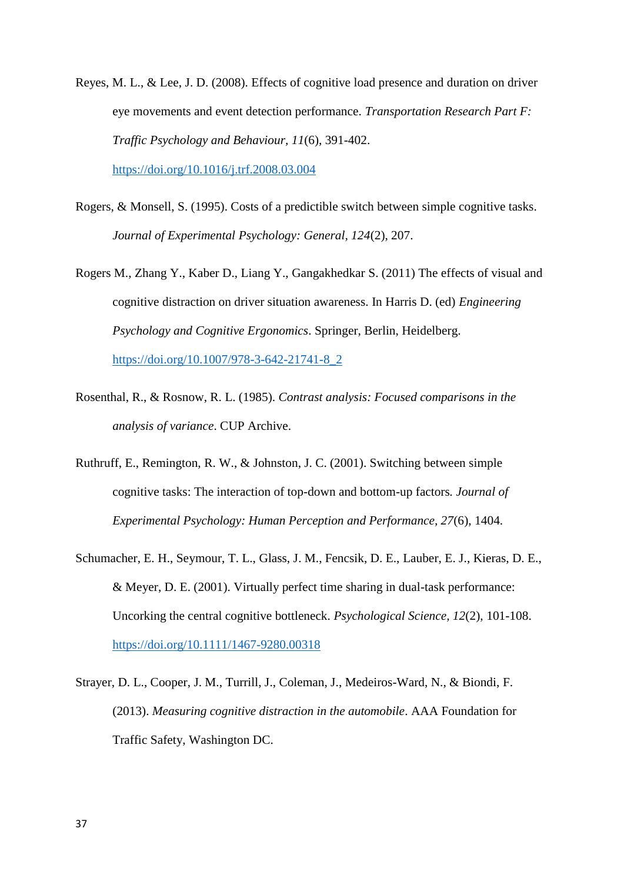Reyes, M. L., & Lee, J. D. (2008). Effects of cognitive load presence and duration on driver eye movements and event detection performance. *Transportation Research Part F: Traffic Psychology and Behaviour, 11*(6), 391-402. https://doi.org/10.1016/j.trf.2008.03.004

Rogers, & Monsell, S. (1995). Costs of a predictible switch between simple cognitive tasks. *Journal of Experimental Psychology: General, 124*(2), 207.

Rogers M., Zhang Y., Kaber D., Liang Y., Gangakhedkar S. (2011) The effects of visual and cognitive distraction on driver situation awareness. In Harris D. (ed) *Engineering Psychology and Cognitive Ergonomics*. Springer, Berlin, Heidelberg. https://doi.org/10.1007/978-3-642-21741-8_2

Rosenthal, R., & Rosnow, R. L. (1985). *Contrast analysis: Focused comparisons in the analysis of variance*. CUP Archive.

Ruthruff, E., Remington, R. W., & Johnston, J. C. (2001). Switching between simple cognitive tasks: The interaction of top-down and bottom-up factors. *Journal of Experimental Psychology: Human Perception and Performance, 27*(6), 1404.

Schumacher, E. H., Seymour, T. L., Glass, J. M., Fencsik, D. E., Lauber, E. J., Kieras, D. E., & Meyer, D. E. (2001). Virtually perfect time sharing in dual-task performance: Uncorking the central cognitive bottleneck. *Psychological Science, 12*(2), 101-108. https://doi.org/10.1111/1467-9280.00318

Strayer, D. L., Cooper, J. M., Turrill, J., Coleman, J., Medeiros-Ward, N., & Biondi, F. (2013). *Measuring cognitive distraction in the automobile*. AAA Foundation for Traffic Safety, Washington DC.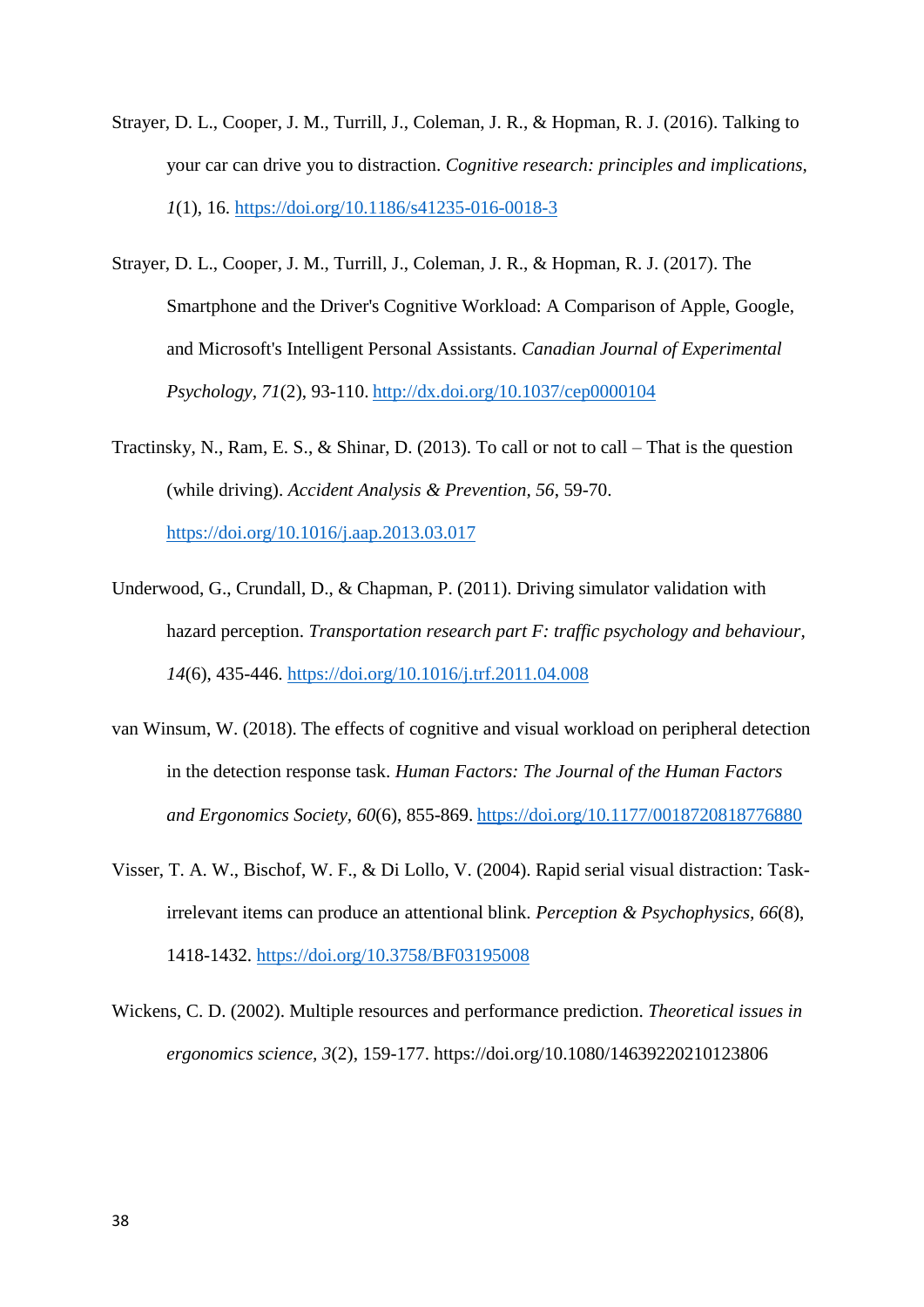Strayer, D. L., Cooper, J. M., Turrill, J., Coleman, J. R., & Hopman, R. J. (2016). Talking to your car can drive you to distraction. *Cognitive research: principles and implications*, *1*(1), 16. https://doi.org/10.1186/s41235-016-0018-3

Strayer, D. L., Cooper, J. M., Turrill, J., Coleman, J. R., & Hopman, R. J. (2017). The Smartphone and the Driver's Cognitive Workload: A Comparison of Apple, Google, and Microsoft's Intelligent Personal Assistants. *Canadian Journal of Experimental Psychology*, *71*(2), 93-110. http://dx.doi.org/10.1037/cep0000104

Tractinsky, N., Ram, E. S., & Shinar, D. (2013). To call or not to call – That is the question (while driving). *Accident Analysis & Prevention*, *56*, 59-70. https://doi.org/10.1016/j.aap.2013.03.017

Underwood, G., Crundall, D., & Chapman, P. (2011). Driving simulator validation with hazard perception. *Transportation research part F: traffic psychology and behaviour*, *14*(6), 435-446. https://doi.org/10.1016/j.trf.2011.04.008

van Winsum, W. (2018). The effects of cognitive and visual workload on peripheral detection in the detection response task. *Human Factors: The Journal of the Human Factors and Ergonomics Society*, *60*(6), 855-869. https://doi.org/10.1177/0018720818776880

Visser, T. A. W., Bischof, W. F., & Di Lollo, V. (2004). Rapid serial visual distraction: Task-irrelevant items can produce an attentional blink. *Perception & Psychophysics*, *66*(8), 1418-1432. https://doi.org/10.3758/BF03195008

Wickens, C. D. (2002). Multiple resources and performance prediction. *Theoretical issues in ergonomics science*, *3*(2), 159-177. https://doi.org/10.1080/14639220210123806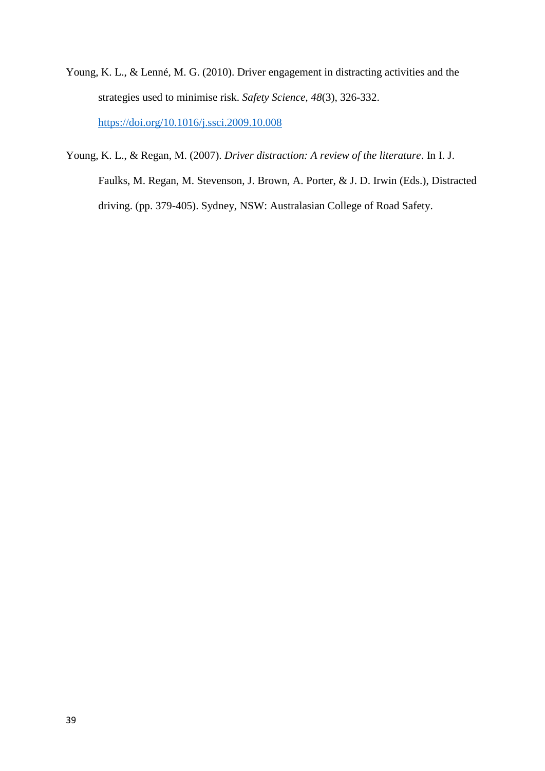Young, K. L., & Lenné, M. G. (2010). Driver engagement in distracting activities and the strategies used to minimise risk. *Safety Science, 48*(3), 326-332. https://doi.org/10.1016/j.ssci.2009.10.008

Young, K. L., & Regan, M. (2007). *Driver distraction: A review of the literature*. In I. J. Faulks, M. Regan, M. Stevenson, J. Brown, A. Porter, & J. D. Irwin (Eds.), Distracted driving. (pp. 379-405). Sydney, NSW: Australasian College of Road Safety.